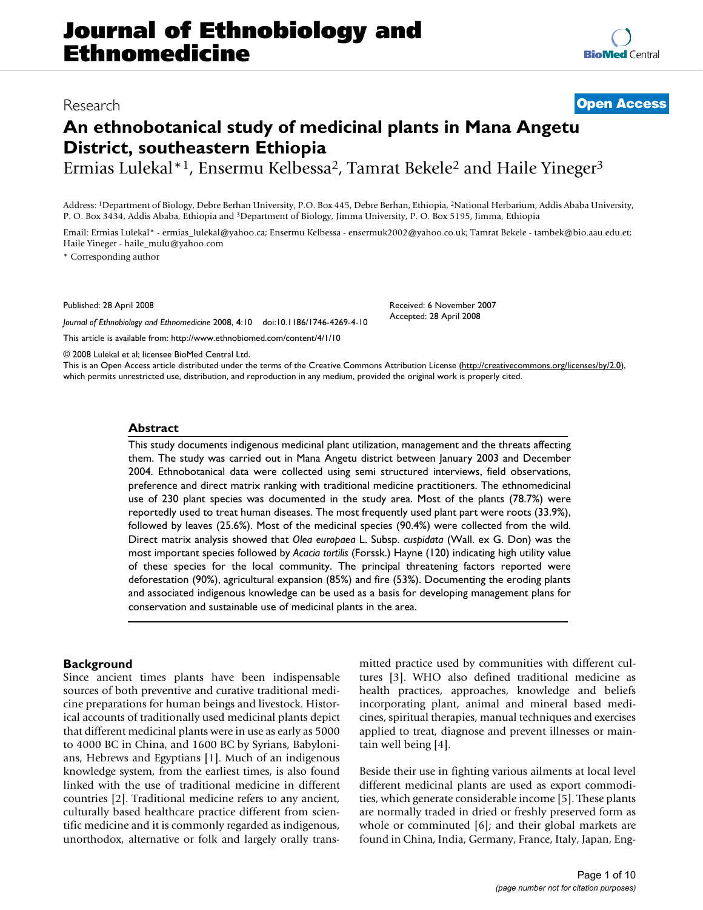# Journal of Ethnobiology and Ethnomedicine

Research | **Open Access**

## An ethnobotanical study of medicinal plants in Mana Angetu District, southeastern Ethiopia

Ermias Lulekal*[1], Ensermu Kelbessa[2], Tamrat Bekele[2] and Haile Yineger[3]

Address: [1]Department of Biology, Debre Berhan University, P.O. Box 445, Debre Berhan, Ethiopia, [2]National Herbarium, Addis Ababa University, P. O. Box 3434, Addis Ababa, Ethiopia and [3]Department of Biology, Jimma University, P. O. Box 5195, Jimma, Ethiopia

Email: Ermias Lulekal* - ermias_lulekal@yahoo.ca; Ensermu Kelbessa - ensermuk2002@yahoo.co.uk; Tamrat Bekele - tambek@bio.aau.edu.et; Haile Yineger - haile_mulu@yahoo.com

\* Corresponding author

Published: 28 April 2008

*Journal of Ethnobiology and Ethnomedicine* 2008, **4**:10 doi:10.1186/1746-4269-4-10

This article is available from: http://www.ethnobiomed.com/content/4/1/10

Received: 6 November 2007
Accepted: 28 April 2008

© 2008 Lulekal et al; licensee BioMed Central Ltd.
This is an Open Access article distributed under the terms of the Creative Commons Attribution License (http://creativecommons.org/licenses/by/2.0), which permits unrestricted use, distribution, and reproduction in any medium, provided the original work is properly cited.

### Abstract

This study documents indigenous medicinal plant utilization, management and the threats affecting them. The study was carried out in Mana Angetu district between January 2003 and December 2004. Ethnobotanical data were collected using semi structured interviews, field observations, preference and direct matrix ranking with traditional medicine practitioners. The ethnomedicinal use of 230 plant species was documented in the study area. Most of the plants (78.7%) were reportedly used to treat human diseases. The most frequently used plant part were roots (33.9%), followed by leaves (25.6%). Most of the medicinal species (90.4%) were collected from the wild. Direct matrix analysis showed that *Olea europaea* L. Subsp. *cuspidata* (Wall. ex G. Don) was the most important species followed by *Acacia tortilis* (Forssk.) Hayne (120) indicating high utility value of these species for the local community. The principal threatening factors reported were deforestation (90%), agricultural expansion (85%) and fire (53%). Documenting the eroding plants and associated indigenous knowledge can be used as a basis for developing management plans for conservation and sustainable use of medicinal plants in the area.

### Background

Since ancient times plants have been indispensable sources of both preventive and curative traditional medicine preparations for human beings and livestock. Historical accounts of traditionally used medicinal plants depict that different medicinal plants were in use as early as 5000 to 4000 BC in China, and 1600 BC by Syrians, Babylonians, Hebrews and Egyptians [1]. Much of an indigenous knowledge system, from the earliest times, is also found linked with the use of traditional medicine in different countries [2]. Traditional medicine refers to any ancient, culturally based healthcare practice different from scientific medicine and it is commonly regarded as indigenous, unorthodox, alternative or folk and largely orally transmitted practice used by communities with different cultures [3]. WHO also defined traditional medicine as health practices, approaches, knowledge and beliefs incorporating plant, animal and mineral based medicines, spiritual therapies, manual techniques and exercises applied to treat, diagnose and prevent illnesses or maintain well being [4].

Beside their use in fighting various ailments at local level different medicinal plants are used as export commodities, which generate considerable income [5]. These plants are normally traded in dried or freshly preserved form as whole or comminuted [6]; and their global markets are found in China, India, Germany, France, Italy, Japan, Eng-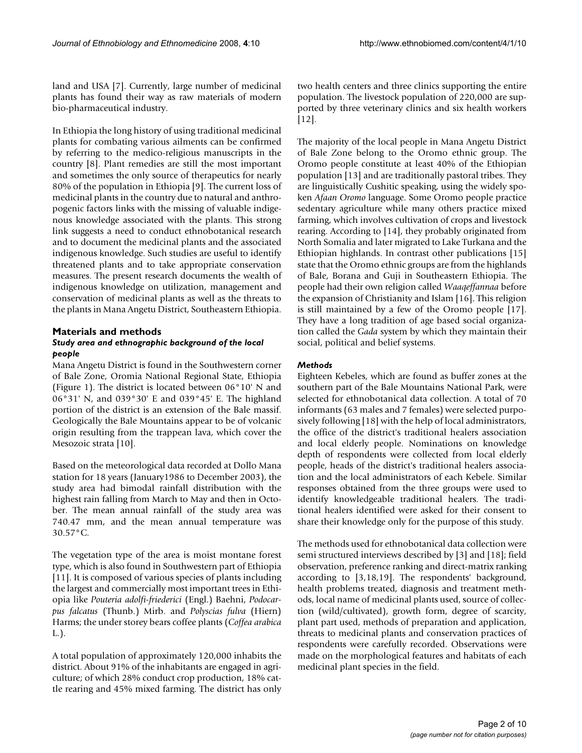land and USA [7]. Currently, large number of medicinal plants has found their way as raw materials of modern bio-pharmaceutical industry.

In Ethiopia the long history of using traditional medicinal plants for combating various ailments can be confirmed by referring to the medico-religious manuscripts in the country [8]. Plant remedies are still the most important and sometimes the only source of therapeutics for nearly 80% of the population in Ethiopia [9]. The current loss of medicinal plants in the country due to natural and anthropogenic factors links with the missing of valuable indigenous knowledge associated with the plants. This strong link suggests a need to conduct ethnobotanical research and to document the medicinal plants and the associated indigenous knowledge. Such studies are useful to identify threatened plants and to take appropriate conservation measures. The present research documents the wealth of indigenous knowledge on utilization, management and conservation of medicinal plants as well as the threats to the plants in Mana Angetu District, Southeastern Ethiopia.

## Materials and methods

### *Study area and ethnographic background of the local people*

Mana Angetu District is found in the Southwestern corner of Bale Zone, Oromia National Regional State, Ethiopia (Figure 1). The district is located between 06°10' N and 06°31' N, and 039°30' E and 039°45' E. The highland portion of the district is an extension of the Bale massif. Geologically the Bale Mountains appear to be of volcanic origin resulting from the trappean lava, which cover the Mesozoic strata [10].

Based on the meteorological data recorded at Dollo Mana station for 18 years (January1986 to December 2003), the study area had bimodal rainfall distribution with the highest rain falling from March to May and then in October. The mean annual rainfall of the study area was 740.47 mm, and the mean annual temperature was 30.57°C.

The vegetation type of the area is moist montane forest type, which is also found in Southwestern part of Ethiopia [11]. It is composed of various species of plants including the largest and commercially most important trees in Ethiopia like *Pouteria adolfi-friederici* (Engl.) Baehni, *Podocarpus falcatus* (Thunb.) Mirb. and *Polyscias fulva* (Hiern) Harms; the under storey bears coffee plants (*Coffea arabica* L.).

A total population of approximately 120,000 inhabits the district. About 91% of the inhabitants are engaged in agriculture; of which 28% conduct crop production, 18% cattle rearing and 45% mixed farming. The district has only two health centers and three clinics supporting the entire population. The livestock population of 220,000 are supported by three veterinary clinics and six health workers [12].

The majority of the local people in Mana Angetu District of Bale Zone belong to the Oromo ethnic group. The Oromo people constitute at least 40% of the Ethiopian population [13] and are traditionally pastoral tribes. They are linguistically Cushitic speaking, using the widely spoken *Afaan Oromo* language. Some Oromo people practice sedentary agriculture while many others practice mixed farming, which involves cultivation of crops and livestock rearing. According to [14], they probably originated from North Somalia and later migrated to Lake Turkana and the Ethiopian highlands. In contrast other publications [15] state that the Oromo ethnic groups are from the highlands of Bale, Borana and Guji in Southeastern Ethiopia. The people had their own religion called *Waaqeffannaa* before the expansion of Christianity and Islam [16]. This religion is still maintained by a few of the Oromo people [17]. They have a long tradition of age based social organization called the *Gada* system by which they maintain their social, political and belief systems.

### *Methods*

Eighteen Kebeles, which are found as buffer zones at the southern part of the Bale Mountains National Park, were selected for ethnobotanical data collection. A total of 70 informants (63 males and 7 females) were selected purposively following [18] with the help of local administrators, the office of the district's traditional healers association and local elderly people. Nominations on knowledge depth of respondents were collected from local elderly people, heads of the district's traditional healers association and the local administrators of each Kebele. Similar responses obtained from the three groups were used to identify knowledgeable traditional healers. The traditional healers identified were asked for their consent to share their knowledge only for the purpose of this study.

The methods used for ethnobotanical data collection were semi structured interviews described by [3] and [18]; field observation, preference ranking and direct-matrix ranking according to [3,18,19]. The respondents' background, health problems treated, diagnosis and treatment methods, local name of medicinal plants used, source of collection (wild/cultivated), growth form, degree of scarcity, plant part used, methods of preparation and application, threats to medicinal plants and conservation practices of respondents were carefully recorded. Observations were made on the morphological features and habitats of each medicinal plant species in the field.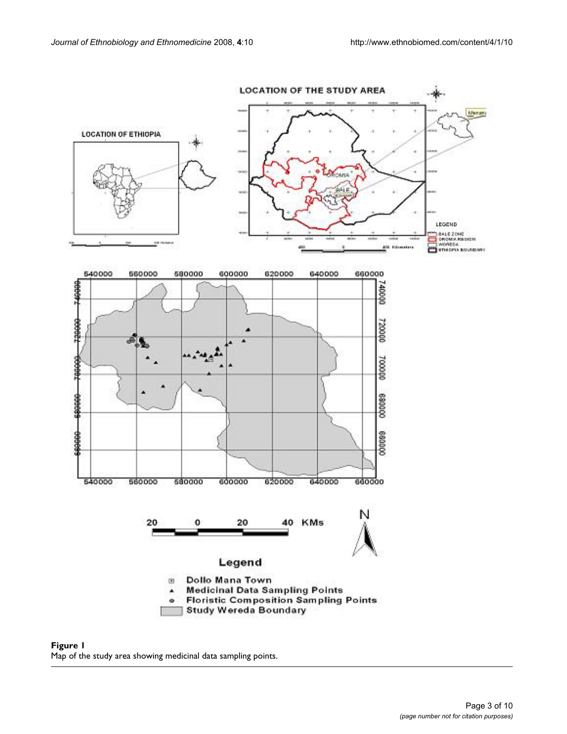**Figure 1**
Map of the study area showing medicinal data sampling points.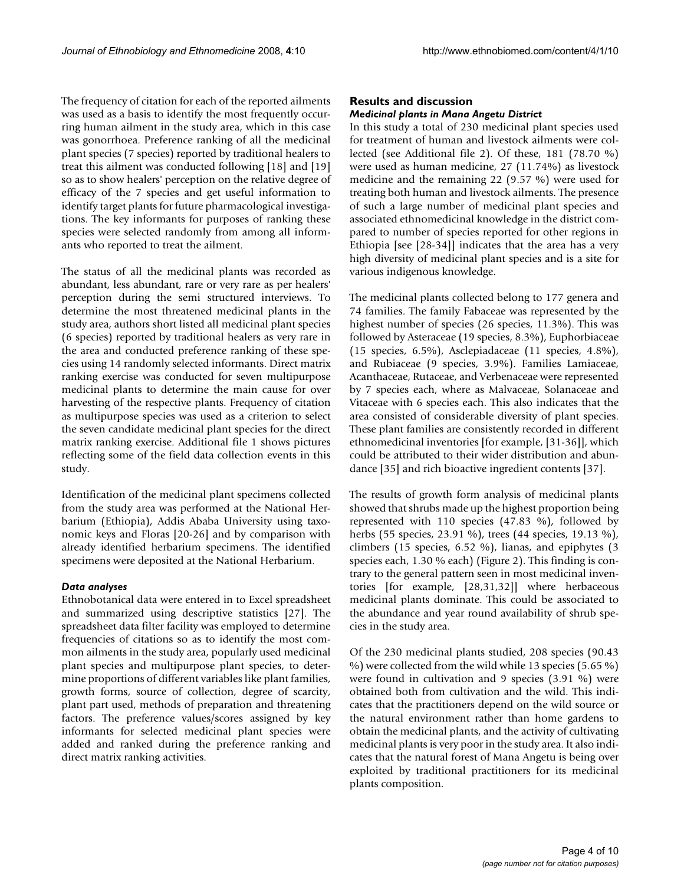The frequency of citation for each of the reported ailments was used as a basis to identify the most frequently occurring human ailment in the study area, which in this case was gonorrhoea. Preference ranking of all the medicinal plant species (7 species) reported by traditional healers to treat this ailment was conducted following [18] and [19] so as to show healers' perception on the relative degree of efficacy of the 7 species and get useful information to identify target plants for future pharmacological investigations. The key informants for purposes of ranking these species were selected randomly from among all informants who reported to treat the ailment.

The status of all the medicinal plants was recorded as abundant, less abundant, rare or very rare as per healers' perception during the semi structured interviews. To determine the most threatened medicinal plants in the study area, authors short listed all medicinal plant species (6 species) reported by traditional healers as very rare in the area and conducted preference ranking of these species using 14 randomly selected informants. Direct matrix ranking exercise was conducted for seven multipurpose medicinal plants to determine the main cause for over harvesting of the respective plants. Frequency of citation as multipurpose species was used as a criterion to select the seven candidate medicinal plant species for the direct matrix ranking exercise. Additional file 1 shows pictures reflecting some of the field data collection events in this study.

Identification of the medicinal plant specimens collected from the study area was performed at the National Herbarium (Ethiopia), Addis Ababa University using taxonomic keys and Floras [20-26] and by comparison with already identified herbarium specimens. The identified specimens were deposited at the National Herbarium.

### *Data analyses*

Ethnobotanical data were entered in to Excel spreadsheet and summarized using descriptive statistics [27]. The spreadsheet data filter facility was employed to determine frequencies of citations so as to identify the most common ailments in the study area, popularly used medicinal plant species and multipurpose plant species, to determine proportions of different variables like plant families, growth forms, source of collection, degree of scarcity, plant part used, methods of preparation and threatening factors. The preference values/scores assigned by key informants for selected medicinal plant species were added and ranked during the preference ranking and direct matrix ranking activities.

## Results and discussion

### *Medicinal plants in Mana Angetu District*

In this study a total of 230 medicinal plant species used for treatment of human and livestock ailments were collected (see Additional file 2). Of these, 181 (78.70 %) were used as human medicine, 27 (11.74%) as livestock medicine and the remaining 22 (9.57 %) were used for treating both human and livestock ailments. The presence of such a large number of medicinal plant species and associated ethnomedicinal knowledge in the district compared to number of species reported for other regions in Ethiopia [see [28-34]] indicates that the area has a very high diversity of medicinal plant species and is a site for various indigenous knowledge.

The medicinal plants collected belong to 177 genera and 74 families. The family Fabaceae was represented by the highest number of species (26 species, 11.3%). This was followed by Asteraceae (19 species, 8.3%), Euphorbiaceae (15 species, 6.5%), Asclepiadaceae (11 species, 4.8%), and Rubiaceae (9 species, 3.9%). Families Lamiaceae, Acanthaceae, Rutaceae, and Verbenaceae were represented by 7 species each, where as Malvaceae, Solanaceae and Vitaceae with 6 species each. This also indicates that the area consisted of considerable diversity of plant species. These plant families are consistently recorded in different ethnomedicinal inventories [for example, [31-36]], which could be attributed to their wider distribution and abundance [35] and rich bioactive ingredient contents [37].

The results of growth form analysis of medicinal plants showed that shrubs made up the highest proportion being represented with 110 species (47.83 %), followed by herbs (55 species, 23.91 %), trees (44 species, 19.13 %), climbers (15 species, 6.52 %), lianas, and epiphytes (3 species each, 1.30 % each) (Figure 2). This finding is contrary to the general pattern seen in most medicinal inventories [for example, [28,31,32]] where herbaceous medicinal plants dominate. This could be associated to the abundance and year round availability of shrub species in the study area.

Of the 230 medicinal plants studied, 208 species (90.43 %) were collected from the wild while 13 species (5.65 %) were found in cultivation and 9 species (3.91 %) were obtained both from cultivation and the wild. This indicates that the practitioners depend on the wild source or the natural environment rather than home gardens to obtain the medicinal plants, and the activity of cultivating medicinal plants is very poor in the study area. It also indicates that the natural forest of Mana Angetu is being over exploited by traditional practitioners for its medicinal plants composition.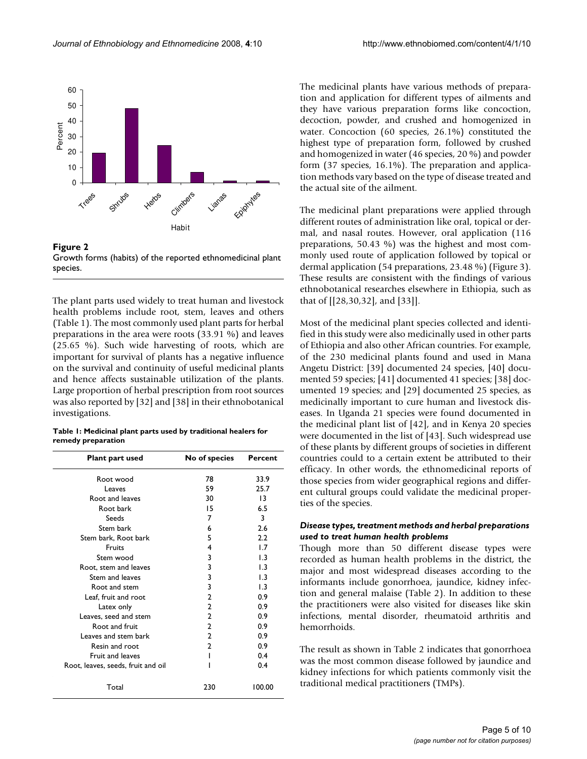Figure 2
Growth forms (habits) of the reported ethnomedicinal plant species.

The plant parts used widely to treat human and livestock health problems include root, stem, leaves and others (Table 1). The most commonly used plant parts for herbal preparations in the area were roots (33.91 %) and leaves (25.65 %). Such wide harvesting of roots, which are important for survival of plants has a negative influence on the survival and continuity of useful medicinal plants and hence affects sustainable utilization of the plants. Large proportion of herbal prescription from root sources was also reported by [32] and [38] in their ethnobotanical investigations.

**Table 1: Medicinal plant parts used by traditional healers for remedy preparation**

| Plant part used | No of species | Percent |
|---|---|---|
| Root wood | 78 | 33.9 |
| Leaves | 59 | 25.7 |
| Root and leaves | 30 | 13 |
| Root bark | 15 | 6.5 |
| Seeds | 7 | 3 |
| Stem bark | 6 | 2.6 |
| Stem bark, Root bark | 5 | 2.2 |
| Fruits | 4 | 1.7 |
| Stem wood | 3 | 1.3 |
| Root, stem and leaves | 3 | 1.3 |
| Stem and leaves | 3 | 1.3 |
| Root and stem | 3 | 1.3 |
| Leaf, fruit and root | 2 | 0.9 |
| Latex only | 2 | 0.9 |
| Leaves, seed and stem | 2 | 0.9 |
| Root and fruit | 2 | 0.9 |
| Leaves and stem bark | 2 | 0.9 |
| Resin and root | 2 | 0.9 |
| Fruit and leaves | 1 | 0.4 |
| Root, leaves, seeds, fruit and oil | 1 | 0.4 |
| Total | 230 | 100.00 |

The medicinal plants have various methods of preparation and application for different types of ailments and they have various preparation forms like concoction, decoction, powder, and crushed and homogenized in water. Concoction (60 species, 26.1%) constituted the highest type of preparation form, followed by crushed and homogenized in water (46 species, 20 %) and powder form (37 species, 16.1%). The preparation and application methods vary based on the type of disease treated and the actual site of the ailment.

The medicinal plant preparations were applied through different routes of administration like oral, topical or dermal, and nasal routes. However, oral application (116 preparations, 50.43 %) was the highest and most commonly used route of application followed by topical or dermal application (54 preparations, 23.48 %) (Figure 3). These results are consistent with the findings of various ethnobotanical researches elsewhere in Ethiopia, such as that of [[28,30,32], and [33]].

Most of the medicinal plant species collected and identified in this study were also medicinally used in other parts of Ethiopia and also other African countries. For example, of the 230 medicinal plants found and used in Mana Angetu District: [39] documented 24 species, [40] documented 59 species; [41] documented 41 species; [38] documented 19 species; and [29] documented 25 species, as medicinally important to cure human and livestock diseases. In Uganda 21 species were found documented in the medicinal plant list of [42], and in Kenya 20 species were documented in the list of [43]. Such widespread use of these plants by different groups of societies in different countries could to a certain extent be attributed to their efficacy. In other words, the ethnomedicinal reports of those species from wider geographical regions and different cultural groups could validate the medicinal properties of the species.

### *Disease types, treatment methods and herbal preparations used to treat human health problems*

Though more than 50 different disease types were recorded as human health problems in the district, the major and most widespread diseases according to the informants include gonorrhoea, jaundice, kidney infection and general malaise (Table 2). In addition to these the practitioners were also visited for diseases like skin infections, mental disorder, rheumatoid arthritis and hemorrhoids.

The result as shown in Table 2 indicates that gonorrhoea was the most common disease followed by jaundice and kidney infections for which patients commonly visit the traditional medical practitioners (TMPs).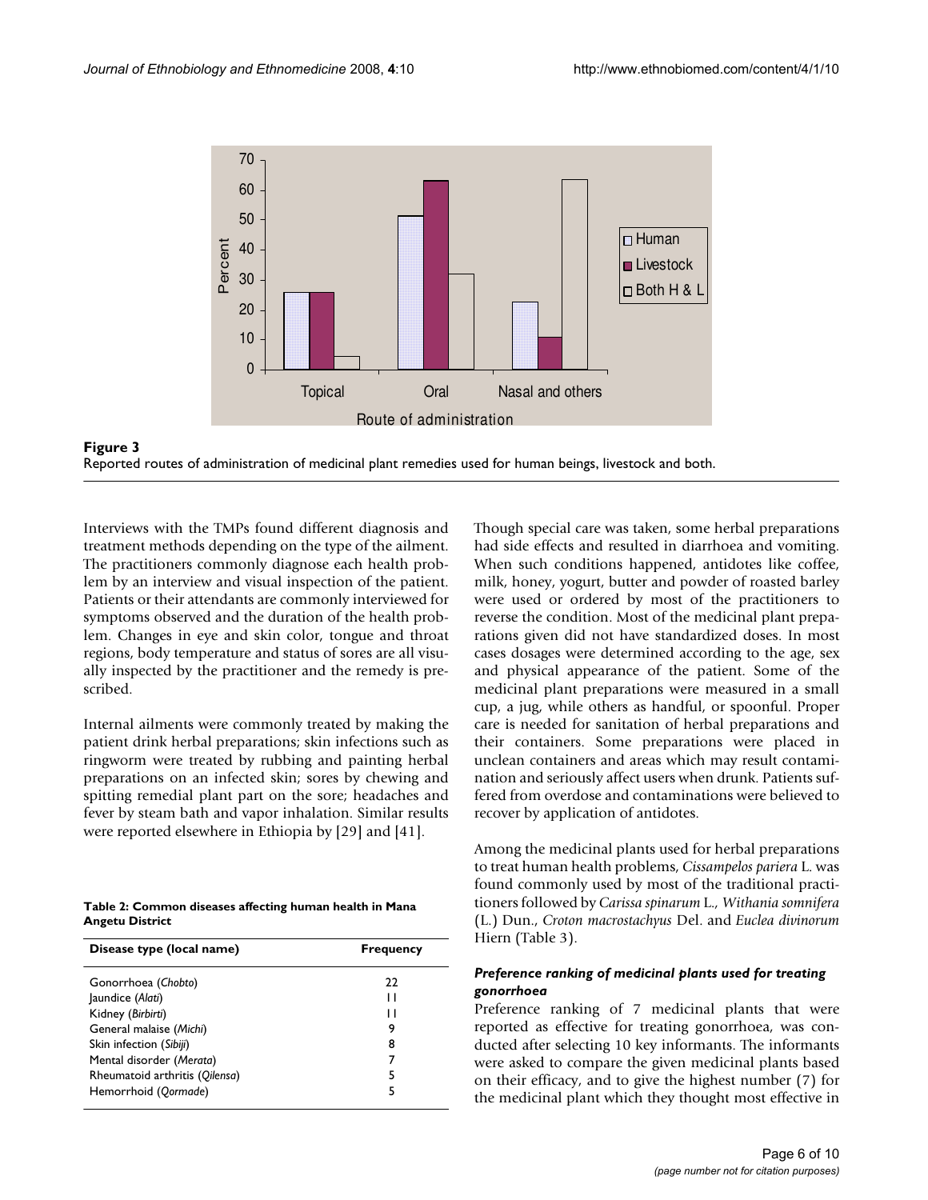**Figure 3**
Reported routes of administration of medicinal plant remedies used for human beings, livestock and both.

Interviews with the TMPs found different diagnosis and treatment methods depending on the type of the ailment. The practitioners commonly diagnose each health problem by an interview and visual inspection of the patient. Patients or their attendants are commonly interviewed for symptoms observed and the duration of the health problem. Changes in eye and skin color, tongue and throat regions, body temperature and status of sores are all visually inspected by the practitioner and the remedy is prescribed.

Internal ailments were commonly treated by making the patient drink herbal preparations; skin infections such as ringworm were treated by rubbing and painting herbal preparations on an infected skin; sores by chewing and spitting remedial plant part on the sore; headaches and fever by steam bath and vapor inhalation. Similar results were reported elsewhere in Ethiopia by [29] and [41].

**Table 2: Common diseases affecting human health in Mana Angetu District**

| Disease type (local name) | Frequency |
|---|---|
| Gonorrhoea (*Chobto*) | 22 |
| Jaundice (*Alati*) | 11 |
| Kidney (*Birbirti*) | 11 |
| General malaise (*Michi*) | 9 |
| Skin infection (*Sibiji*) | 8 |
| Mental disorder (*Merata*) | 7 |
| Rheumatoid arthritis (*Qilensa*) | 5 |
| Hemorrhoid (*Qormade*) | 5 |

Though special care was taken, some herbal preparations had side effects and resulted in diarrhoea and vomiting. When such conditions happened, antidotes like coffee, milk, honey, yogurt, butter and powder of roasted barley were used or ordered by most of the practitioners to reverse the condition. Most of the medicinal plant preparations given did not have standardized doses. In most cases dosages were determined according to the age, sex and physical appearance of the patient. Some of the medicinal plant preparations were measured in a small cup, a jug, while others as handful, or spoonful. Proper care is needed for sanitation of herbal preparations and their containers. Some preparations were placed in unclean containers and areas which may result contamination and seriously affect users when drunk. Patients suffered from overdose and contaminations were believed to recover by application of antidotes.

Among the medicinal plants used for herbal preparations to treat human health problems, *Cissampelos pariera* L. was found commonly used by most of the traditional practitioners followed by *Carissa spinarum* L., *Withania somnifera* (L.) Dun., *Croton macrostachyus* Del. and *Euclea divinorum* Hiern (Table 3).

### *Preference ranking of medicinal plants used for treating gonorrhoea*

Preference ranking of 7 medicinal plants that were reported as effective for treating gonorrhoea, was conducted after selecting 10 key informants. The informants were asked to compare the given medicinal plants based on their efficacy, and to give the highest number (7) for the medicinal plant which they thought most effective in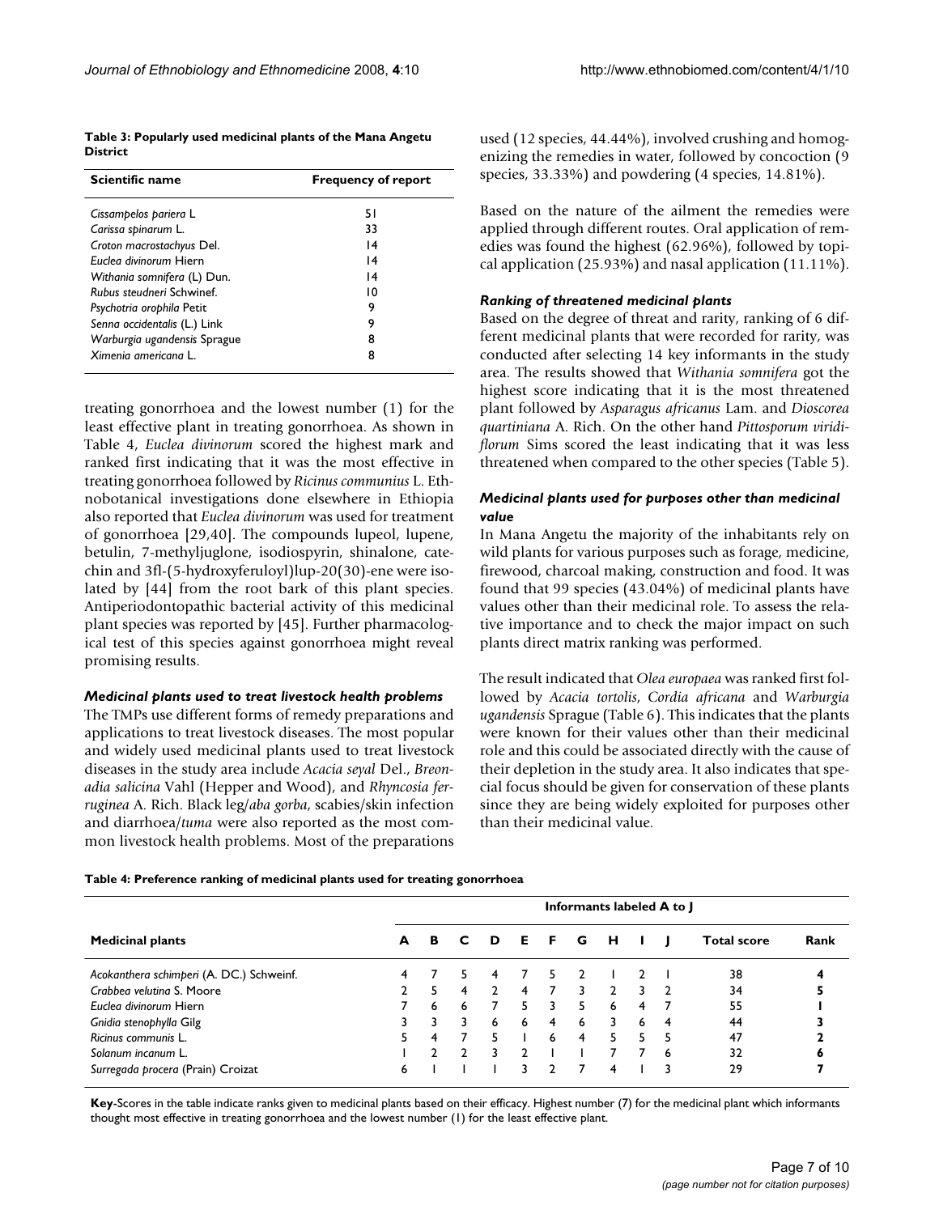**Table 3: Popularly used medicinal plants of the Mana Angetu District**

| Scientific name | Frequency of report |
|---|---|
| *Cissampelos pariera* L | 51 |
| *Carissa spinarum* L. | 33 |
| *Croton macrostachyus* Del. | 14 |
| *Euclea divinorum* Hiern | 14 |
| *Withania somnifera* (L) Dun. | 14 |
| *Rubus steudneri* Schwinef. | 10 |
| *Psychotria orophila* Petit | 9 |
| *Senna occidentalis* (L.) Link | 9 |
| *Warburgia ugandensis* Sprague | 8 |
| *Ximenia americana* L. | 8 |

treating gonorrhoea and the lowest number (1) for the least effective plant in treating gonorrhoea. As shown in Table 4, *Euclea divinorum* scored the highest mark and ranked first indicating that it was the most effective in treating gonorrhoea followed by *Ricinus communius* L. Ethnobotanical investigations done elsewhere in Ethiopia also reported that *Euclea divinorum* was used for treatment of gonorrhoea [29,40]. The compounds lupeol, lupene, betulin, 7-methyljuglone, isodiospyrin, shinalone, catechin and 3fl-(5-hydroxyferuloyl)lup-20(30)-ene were isolated by [44] from the root bark of this plant species. Antiperiodontopathic bacterial activity of this medicinal plant species was reported by [45]. Further pharmacological test of this species against gonorrhoea might reveal promising results.

### *Medicinal plants used to treat livestock health problems*

The TMPs use different forms of remedy preparations and applications to treat livestock diseases. The most popular and widely used medicinal plants used to treat livestock diseases in the study area include *Acacia seyal* Del., *Breonadia salicina* Vahl (Hepper and Wood), and *Rhyncosia ferruginea* A. Rich. Black leg/*aba gorba*, scabies/skin infection and diarrhoea/*tuma* were also reported as the most common livestock health problems. Most of the preparations used (12 species, 44.44%), involved crushing and homogenizing the remedies in water, followed by concoction (9 species, 33.33%) and powdering (4 species, 14.81%).

Based on the nature of the ailment the remedies were applied through different routes. Oral application of remedies was found the highest (62.96%), followed by topical application (25.93%) and nasal application (11.11%).

### *Ranking of threatened medicinal plants*

Based on the degree of threat and rarity, ranking of 6 different medicinal plants that were recorded for rarity, was conducted after selecting 14 key informants in the study area. The results showed that *Withania somnifera* got the highest score indicating that it is the most threatened plant followed by *Asparagus africanus* Lam. and *Dioscorea quartiniana* A. Rich. On the other hand *Pittosporum viridiflorum* Sims scored the least indicating that it was less threatened when compared to the other species (Table 5).

### *Medicinal plants used for purposes other than medicinal value*

In Mana Angetu the majority of the inhabitants rely on wild plants for various purposes such as forage, medicine, firewood, charcoal making, construction and food. It was found that 99 species (43.04%) of medicinal plants have values other than their medicinal role. To assess the relative importance and to check the major impact on such plants direct matrix ranking was performed.

The result indicated that *Olea europaea* was ranked first followed by *Acacia tortolis*, *Cordia africana* and *Warburgia ugandensis* Sprague (Table 6). This indicates that the plants were known for their values other than their medicinal role and this could be associated directly with the cause of their depletion in the study area. It also indicates that special focus should be given for conservation of these plants since they are being widely exploited for purposes other than their medicinal value.

**Table 4: Preference ranking of medicinal plants used for treating gonorrhoea**

| Medicinal plants | Informants labeled A to J | | | | | | | | | | Total score | Rank |
|---|---|---|---|---|---|---|---|---|---|---|---|---|
| | A | B | C | D | E | F | G | H | I | J | | |
| *Acokanthera schimperi* (A. DC.) Schweinf. | 4 | 7 | 5 | 4 | 7 | 5 | 2 | 1 | 2 | 1 | 38 | 4 |
| *Crabbea velutina* S. Moore | 2 | 5 | 4 | 2 | 4 | 7 | 3 | 2 | 3 | 2 | 34 | 5 |
| *Euclea divinorum* Hiern | 7 | 6 | 6 | 7 | 5 | 3 | 5 | 6 | 4 | 7 | 55 | 1 |
| *Gnidia stenophylla* Gilg | 3 | 3 | 3 | 6 | 6 | 4 | 6 | 3 | 6 | 4 | 44 | 3 |
| *Ricinus communis* L. | 5 | 4 | 7 | 5 | 1 | 6 | 4 | 5 | 5 | 5 | 47 | 2 |
| *Solanum incanum* L. | 1 | 2 | 2 | 3 | 2 | 1 | 1 | 7 | 7 | 6 | 32 | 6 |
| *Surregada procera* (Prain) Croizat | 6 | 1 | 1 | 1 | 3 | 2 | 7 | 4 | 1 | 3 | 29 | 7 |

**Key**-Scores in the table indicate ranks given to medicinal plants based on their efficacy. Highest number (7) for the medicinal plant which informants thought most effective in treating gonorrhoea and the lowest number (1) for the least effective plant.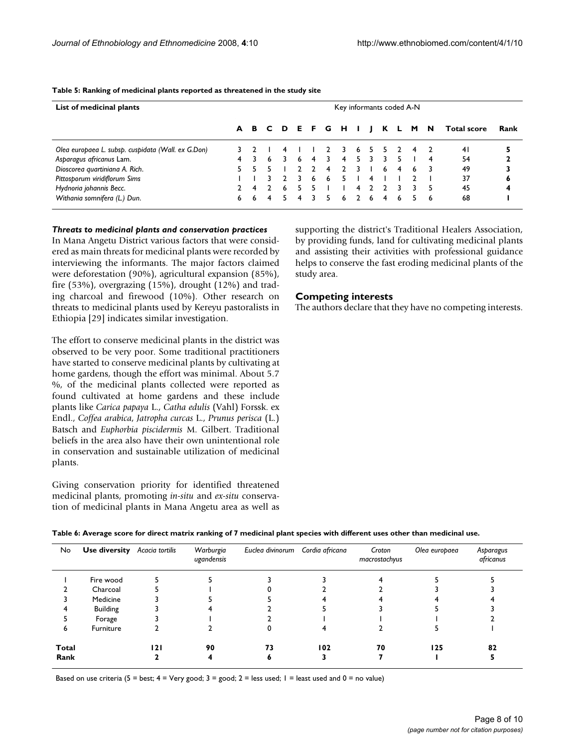**Table 5: Ranking of medicinal plants reported as threatened in the study site**

| List of medicinal plants | Key informants coded A-N | | | | | | | | | | | | | | | |
|---|---|---|---|---|---|---|---|---|---|---|---|---|---|---|---|---|
| | A | B | C | D | E | F | G | H | I | J | K | L | M | N | Total score | Rank |
| *Olea europaea* L. subsp. *cuspidata* (Wall. ex G.Don) | 3 | 2 | 1 | 4 | 1 | 1 | 2 | 3 | 6 | 5 | 5 | 2 | 4 | 2 | 41 | 5 |
| *Asparagus africanus* Lam. | 4 | 3 | 6 | 3 | 6 | 4 | 3 | 4 | 5 | 3 | 3 | 5 | 1 | 4 | 54 | 2 |
| *Dioscorea quartiniana* A. Rich. | 5 | 5 | 5 | 1 | 2 | 2 | 4 | 2 | 3 | 1 | 6 | 4 | 6 | 3 | 49 | 3 |
| *Pittosporum viridiflorum* Sims | 1 | 1 | 3 | 2 | 3 | 6 | 6 | 5 | 1 | 4 | 1 | 1 | 2 | 1 | 37 | 6 |
| *Hydnoria johannis* Becc. | 2 | 4 | 2 | 6 | 5 | 5 | 1 | 1 | 4 | 2 | 2 | 3 | 3 | 5 | 45 | 4 |
| *Withania somnifera* (L.) Dun. | 6 | 6 | 4 | 5 | 4 | 3 | 5 | 6 | 2 | 6 | 4 | 6 | 5 | 6 | 68 | 1 |

### *Threats to medicinal plants and conservation practices*

In Mana Angetu District various factors that were considered as main threats for medicinal plants were recorded by interviewing the informants. The major factors claimed were deforestation (90%), agricultural expansion (85%), fire (53%), overgrazing (15%), drought (12%) and trading charcoal and firewood (10%). Other research on threats to medicinal plants used by Kereyu pastoralists in Ethiopia [29] indicates similar investigation.

The effort to conserve medicinal plants in the district was observed to be very poor. Some traditional practitioners have started to conserve medicinal plants by cultivating at home gardens, though the effort was minimal. About 5.7 %, of the medicinal plants collected were reported as found cultivated at home gardens and these include plants like *Carica papaya* L., *Catha edulis* (Vahl) Forssk. ex Endl., *Coffea arabica*, *Jatropha curcas* L., *Prunus perisca* (L.) Batsch and *Euphorbia piscidermis* M. Gilbert. Traditional beliefs in the area also have their own unintentional role in conservation and sustainable utilization of medicinal plants.

Giving conservation priority for identified threatened medicinal plants, promoting *in-situ* and *ex-situ* conservation of medicinal plants in Mana Angetu area as well as supporting the district's Traditional Healers Association, by providing funds, land for cultivating medicinal plants and assisting their activities with professional guidance helps to conserve the fast eroding medicinal plants of the study area.

## Competing interests

The authors declare that they have no competing interests.

**Table 6: Average score for direct matrix ranking of 7 medicinal plant species with different uses other than medicinal use.**

| No | Use diversity | *Acacia tortilis* | *Warburgia ugandensis* | *Euclea divinorum* | *Cordia africana* | *Croton macrostachyus* | *Olea europaea* | *Asparagus africanus* |
|---|---|---|---|---|---|---|---|---|
| 1 | Fire wood | 5 | 5 | 3 | 3 | 4 | 5 | 5 |
| 2 | Charcoal | 5 | 1 | 0 | 2 | 2 | 3 | 3 |
| 3 | Medicine | 3 | 5 | 5 | 4 | 4 | 4 | 4 |
| 4 | Building | 3 | 4 | 2 | 5 | 3 | 5 | 3 |
| 5 | Forage | 3 | 1 | 2 | 1 | 1 | 1 | 2 |
| 6 | Furniture | 2 | 2 | 0 | 4 | 2 | 5 | 1 |
| **Total** | | **121** | **90** | **73** | **102** | **70** | **125** | **82** |
| **Rank** | | **2** | **4** | **6** | **3** | **7** | **1** | **5** |

Based on use criteria (5 = best; 4 = Very good; 3 = good; 2 = less used; 1 = least used and 0 = no value)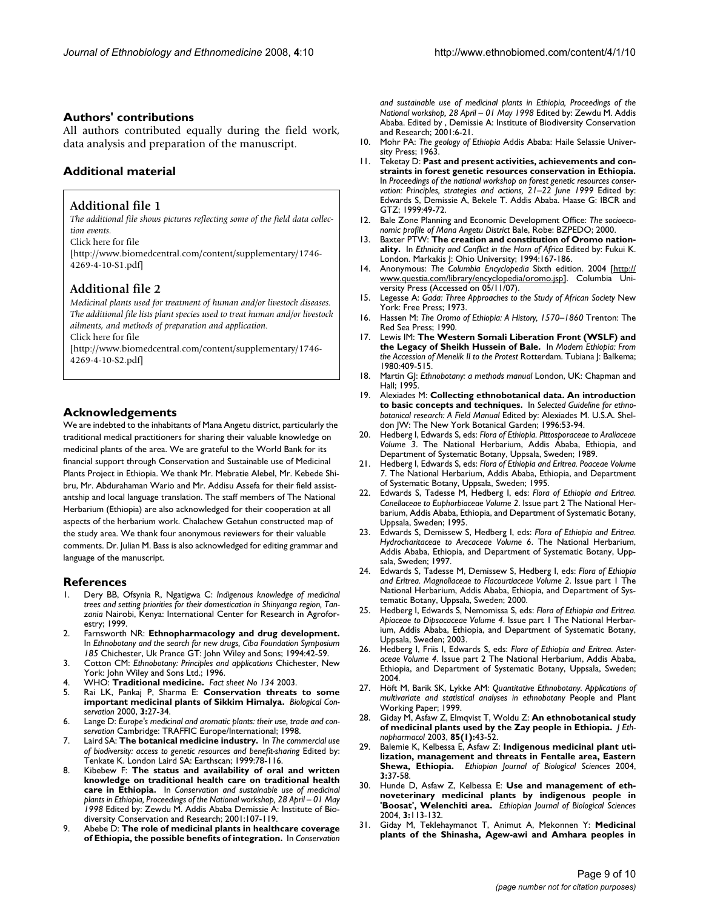## Authors' contributions

All authors contributed equally during the field work, data analysis and preparation of the manuscript.

## Additional material

### Additional file 1

*The additional file shows pictures reflecting some of the field data collection events.*
Click here for file
[http://www.biomedcentral.com/content/supplementary/1746-4269-4-10-S1.pdf]

### Additional file 2

*Medicinal plants used for treatment of human and/or livestock diseases. The additional file lists plant species used to treat human and/or livestock ailments, and methods of preparation and application.*
Click here for file
[http://www.biomedcentral.com/content/supplementary/1746-4269-4-10-S2.pdf]

## Acknowledgements

We are indebted to the inhabitants of Mana Angetu district, particularly the traditional medical practitioners for sharing their valuable knowledge on medicinal plants of the area. We are grateful to the World Bank for its financial support through Conservation and Sustainable use of Medicinal Plants Project in Ethiopia. We thank Mr. Mebratie Alebel, Mr. Kebede Shibru, Mr. Abdurahaman Wario and Mr. Addisu Assefa for their field assistantship and local language translation. The staff members of The National Herbarium (Ethiopia) are also acknowledged for their cooperation at all aspects of the herbarium work. Chalachew Getahun constructed map of the study area. We thank four anonymous reviewers for their valuable comments. Dr. Julian M. Bass is also acknowledged for editing grammar and language of the manuscript.

## References

1. Dery BB, Ofsynia R, Ngatigwa C: *Indigenous knowledge of medicinal trees and setting priorities for their domestication in Shinyanga region, Tanzania* Nairobi, Kenya: International Center for Research in Agroforestry; 1999.
2. Farnsworth NR: **Ethnopharmacology and drug development.** In *Ethnobotany and the search for new drugs, Ciba Foundation Symposium 185* Chichester, Uk Prance GT: John Wiley and Sons; 1994:42-59.
3. Cotton CM: *Ethnobotany: Principles and applications* Chichester, New York: John Wiley and Sons Ltd.; 1996.
4. WHO: **Traditional medicine.** *Fact sheet No 134* 2003.
5. Rai LK, Pankaj P, Sharma E: **Conservation threats to some important medicinal plants of Sikkim Himalya.** *Biological Conservation* 2000, **3:**27-34.
6. Lange D: *Europe's medicinal and aromatic plants: their use, trade and conservation* Cambridge: TRAFFIC Europe/International; 1998.
7. Laird SA: **The botanical medicine industry.** In *The commercial use of biodiversity: access to genetic resources and benefit-sharing* Edited by: Tenkate K. London Laird SA: Earthscan; 1999:78-116.
8. Kibebew F: **The status and availability of oral and written knowledge on traditional health care on traditional health care in Ethiopia.** In *Conservation and sustainable use of medicinal plants in Ethiopia, Proceedings of the National workshop, 28 April – 01 May 1998* Edited by: Zewdu M. Addis Ababa Demissie A: Institute of Biodiversity Conservation and Research; 2001:107-119.
9. Abebe D: **The role of medicinal plants in healthcare coverage of Ethiopia, the possible benefits of integration.** In *Conservation and sustainable use of medicinal plants in Ethiopia, Proceedings of the National workshop, 28 April – 01 May 1998* Edited by: Zewdu M. Addis Ababa. Edited by , Demissie A: Institute of Biodiversity Conservation and Research; 2001:6-21.
10. Mohr PA: *The geology of Ethiopia* Addis Ababa: Haile Selassie University Press; 1963.
11. Teketay D: **Past and present activities, achievements and constraints in forest genetic resources conservation in Ethiopia.** In *Proceedings of the national workshop on forest genetic resources conservation: Principles, strategies and actions, 21–22 June 1999* Edited by: Edwards S, Demissie A, Bekele T. Addis Ababa. Haase G: IBCR and GTZ; 1999:49-72.
12. Bale Zone Planning and Economic Development Office: *The socioeconomic profile of Mana Angetu District* Bale, Robe: BZPEDO; 2000.
13. Baxter PTW: **The creation and constitution of Oromo nationality.** In *Ethnicity and Conflict in the Horn of Africa* Edited by: Fukui K. London. Markakis J: Ohio University; 1994:167-186.
14. Anonymous: *The Columbia Encyclopedia* Sixth edition. 2004 [http://www.questia.com/library/encyclopedia/oromo.jsp]. Columbia University Press (Accessed on 05/11/07).
15. Legesse A: *Gada: Three Approaches to the Study of African Society* New York: Free Press; 1973.
16. Hassen M: *The Oromo of Ethiopia: A History, 1570–1860* Trenton: The Red Sea Press; 1990.
17. Lewis IM: **The Western Somali Liberation Front (WSLF) and the Legacy of Sheikh Hussein of Bale.** In *Modern Ethiopia: From the Accession of Menelik II to the Protest* Rotterdam. Tubiana J: Balkema; 1980:409-515.
18. Martin GJ: *Ethnobotany: a methods manual* London, UK: Chapman and Hall; 1995.
19. Alexiades M: **Collecting ethnobotanical data. An introduction to basic concepts and techniques.** In *Selected Guideline for ethnobotanical research: A Field Manual* Edited by: Alexiades M. U.S.A. Sheldon JW: The New York Botanical Garden; 1996:53-94.
20. Hedberg I, Edwards S, eds: *Flora of Ethiopia. Pittosporaceae to Araliaceae Volume 3*. The National Herbarium, Addis Ababa, Ethiopia, and Department of Systematic Botany, Uppsala, Sweden; 1989.
21. Hedberg I, Edwards S, eds: *Flora of Ethiopia and Eritrea. Poaceae Volume 7*. The National Herbarium, Addis Ababa, Ethiopia, and Department of Systematic Botany, Uppsala, Sweden; 1995.
22. Edwards S, Tadesse M, Hedberg I, eds: *Flora of Ethiopia and Eritrea. Canellaceae to Euphorbiaceae Volume 2*. Issue part 2 The National Herbarium, Addis Ababa, Ethiopia, and Department of Systematic Botany, Uppsala, Sweden; 1995.
23. Edwards S, Demissew S, Hedberg I, eds: *Flora of Ethiopia and Eritrea. Hydrocharitaceae to Arecaceae Volume 6*. The National Herbarium, Addis Ababa, Ethiopia, and Department of Systematic Botany, Uppsala, Sweden; 1997.
24. Edwards S, Tadesse M, Demissew S, Hedberg I, eds: *Flora of Ethiopia and Eritrea. Magnoliaceae to Flacourtiaceae Volume 2*. Issue part 1 The National Herbarium, Addis Ababa, Ethiopia, and Department of Systematic Botany, Uppsala, Sweden; 2000.
25. Hedberg I, Edwards S, Nemomissa S, eds: *Flora of Ethiopia and Eritrea. Apiaceae to Dipsacaceae Volume 4*. Issue part 1 The National Herbarium, Addis Ababa, Ethiopia, and Department of Systematic Botany, Uppsala, Sweden; 2003.
26. Hedberg I, Friis I, Edwards S, eds: *Flora of Ethiopia and Eritrea. Asteraceae Volume 4*. Issue part 2 The National Herbarium, Addis Ababa, Ethiopia, and Department of Systematic Botany, Uppsala, Sweden; 2004.
27. Höft M, Barik SK, Lykke AM: *Quantitative Ethnobotany. Applications of multivariate and statistical analyses in ethnobotany* People and Plant Working Paper; 1999.
28. Giday M, Asfaw Z, Elmqvist T, Woldu Z: **An ethnobotanical study of medicinal plants used by the Zay people in Ethiopia.** *J Ethnopharmacol* 2003, **85(1):**43-52.
29. Balemie K, Kelbessa E, Asfaw Z: **Indigenous medicinal plant utilization, management and threats in Fentalle area, Eastern Shewa, Ethiopia.** *Ethiopian Journal of Biological Sciences* 2004, **3:**37-58.
30. Hunde D, Asfaw Z, Kelbessa E: **Use and management of ethnoveterinary medicinal plants by indigenous people in 'Boosat', Welenchiti area.** *Ethiopian Journal of Biological Sciences* 2004, **3:**113-132.
31. Giday M, Teklehaymanot T, Animut A, Mekonnen Y: **Medicinal plants of the Shinasha, Agew-awi and Amhara peoples in**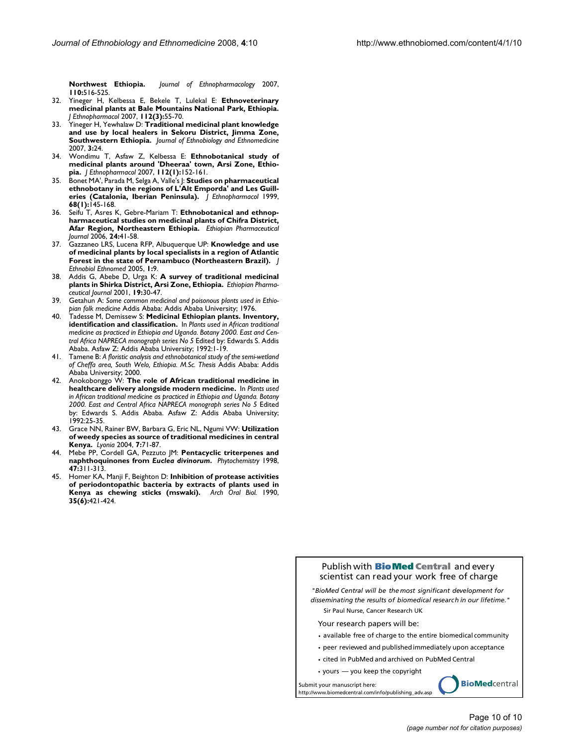**Northwest Ethiopia.** *Journal of Ethnopharmacology* 2007, **110:**516-525.

32. Yineger H, Kelbessa E, Bekele T, Lulekal E: **Ethnoveterinary medicinal plants at Bale Mountains National Park, Ethiopia.** *J Ethnopharmacol* 2007, **112(3):**55-70.
33. Yineger H, Yewhalaw D: **Traditional medicinal plant knowledge and use by local healers in Sekoru District, Jimma Zone, Southwestern Ethiopia.** *Journal of Ethnobiology and Ethnomedicine* 2007, **3:**24.
34. Wondimu T, Asfaw Z, Kelbessa E: **Ethnobotanical study of medicinal plants around 'Dheeraa' town, Arsi Zone, Ethiopia.** *J Ethnopharmacol* 2007, **112(1):**152-161.
35. Bonet MA', Parada M, Selga A, Valle's J: **Studies on pharmaceutical ethnobotany in the regions of L'Alt Emporda' and Les Guilleries (Catalonia, Iberian Peninsula).** *J Ethnopharmacol* 1999, **68(1):**145-168.
36. Seifu T, Asres K, Gebre-Mariam T: **Ethnobotanical and ethnopharmaceutical studies on medicinal plants of Chifra District, Afar Region, Northeastern Ethiopia.** *Ethiopian Pharmaceutical Journal* 2006, **24:**41-58.
37. Gazzaneo LRS, Lucena RFP, Albuquerque UP: **Knowledge and use of medicinal plants by local specialists in a region of Atlantic Forest in the state of Pernambuco (Northeastern Brazil).** *J Ethnobiol Ethnomed* 2005, **1:**9.
38. Addis G, Abebe D, Urga K: **A survey of traditional medicinal plants in Shirka District, Arsi Zone, Ethiopia.** *Ethiopian Pharmaceutical Journal* 2001, **19:**30-47.
39. Getahun A: *Some common medicinal and poisonous plants used in Ethiopian folk medicine* Addis Ababa: Addis Ababa University; 1976.
40. Tadesse M, Demissew S: **Medicinal Ethiopian plants. Inventory, identification and classification.** In *Plants used in African traditional medicine as practiced in Ethiopia and Uganda. Botany 2000. East and Central Africa NAPRECA monograph series No 5* Edited by: Edwards S. Addis Ababa. Asfaw Z: Addis Ababa University; 1992:1-19.
41. Tamene B: *A floristic analysis and ethnobotanical study of the semi-wetland of Cheffa area, South Welo, Ethiopia. M.Sc. Thesis* Addis Ababa: Addis Ababa University; 2000.
42. Anokobonggo W: **The role of African traditional medicine in healthcare delivery alongside modern medicine.** In *Plants used in African traditional medicine as practiced in Ethiopia and Uganda. Botany 2000. East and Central Africa NAPRECA monograph series No 5* Edited by: Edwards S. Addis Ababa. Asfaw Z: Addis Ababa University; 1992:25-35.
43. Grace NN, Rainer BW, Barbara G, Eric NL, Ngumi VW: **Utilization of weedy species as source of traditional medicines in central Kenya.** *Lyonia* 2004, **7:**71-87.
44. Mebe PP, Cordell GA, Pezzuto JM: **Pentacyclic triterpenes and naphthoquinones from *Euclea divinorum*.** *Phytochemistry* 1998, **47:**311-313.
45. Homer KA, Manji F, Beighton D: **Inhibition of protease activities of periodontopathic bacteria by extracts of plants used in Kenya as chewing sticks (mswaki).** *Arch Oral Biol.* 1990, **35(6):**421-424.

Publish with **BioMed Central** and every scientist can read your work free of charge

*"BioMed Central will be the most significant development for disseminating the results of biomedical research in our lifetime."*

Sir Paul Nurse, Cancer Research UK

Your research papers will be:

- available free of charge to the entire biomedical community
- peer reviewed and published immediately upon acceptance
- cited in PubMed and archived on PubMed Central
- yours — you keep the copyright

Submit your manuscript here:
http://www.biomedcentral.com/info/publishing_adv.asp

**BioMed**central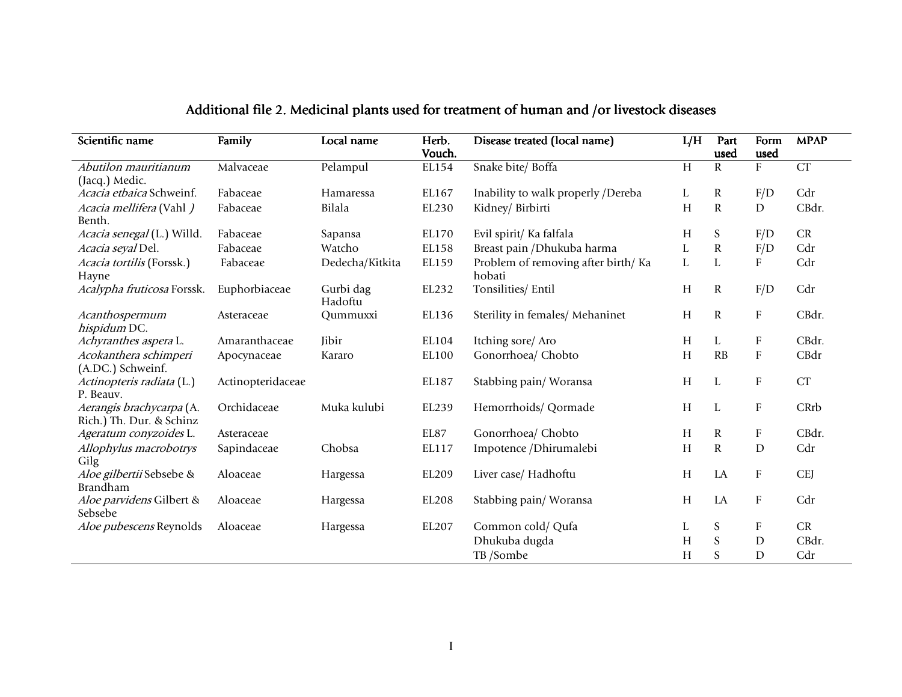## Additional file 2. Medicinal plants used for treatment of human and /or livestock diseases

| Scientific name | Family | Local name | Herb. Vouch. | Disease treated (local name) | L/H | Part used | Form used | MPAP |
|---|---|---|---|---|---|---|---|---|
| *Abutilon mauritianum* (Jacq.) Medic. | Malvaceae | Pelampul | EL154 | Snake bite/ Boffa | H | R | F | CT |
| *Acacia etbaica* Schweinf. | Fabaceae | Hamaressa | EL167 | Inability to walk properly /Dereba | L | R | F/D | Cdr |
| *Acacia mellifera* (Vahl *)* Benth. | Fabaceae | Bilala | EL230 | Kidney/ Birbirti | H | R | D | CBdr. |
| *Acacia senegal* (L.) Willd. | Fabaceae | Sapansa | EL170 | Evil spirit/ Ka falfala | H | S | F/D | CR |
| *Acacia seyal* Del. | Fabaceae | Watcho | EL158 | Breast pain /Dhukuba harma | L | R | F/D | Cdr |
| *Acacia tortilis* (Forssk.) Hayne | Fabaceae | Dedecha/Kitkita | EL159 | Problem of removing after birth/ Ka hobati | L | L | F | Cdr |
| *Acalypha fruticosa* Forssk. | Euphorbiaceae | Gurbi dag Hadoftu | EL232 | Tonsilities/ Entil | H | R | F/D | Cdr |
| *Acanthospermum hispidum* DC. | Asteraceae | Qummuxxi | EL136 | Sterility in females/ Mehaninet | H | R | F | CBdr. |
| *Achyranthes aspera* L. | Amaranthaceae | Jibir | EL104 | Itching sore/ Aro | H | L | F | CBdr. |
| *Acokanthera schimperi* (A.DC.) Schweinf. | Apocynaceae | Kararo | EL100 | Gonorrhoea/ Chobto | H | RB | F | CBdr |
| *Actinopteris radiata* (L.) P. Beauv. | Actinopteridaceae | | EL187 | Stabbing pain/ Woransa | H | L | F | CT |
| *Aerangis brachycarpa* (A. Rich.) Th. Dur. & Schinz | Orchidaceae | Muka kulubi | EL239 | Hemorrhoids/ Qormade | H | L | F | CRrb |
| *Ageratum conyzoides* L. | Asteraceae | | EL87 | Gonorrhoea/ Chobto | H | R | F | CBdr. |
| *Allophylus macrobotrys* Gilg | Sapindaceae | Chobsa | EL117 | Impotence /Dhirumalebi | H | R | D | Cdr |
| *Aloe gilbertii* Sebsebe & Brandham | Aloaceae | Hargessa | EL209 | Liver case/ Hadhoftu | H | LA | F | CEJ |
| *Aloe parvidens* Gilbert & Sebsebe | Aloaceae | Hargessa | EL208 | Stabbing pain/ Woransa | H | LA | F | Cdr |
| *Aloe pubescens* Reynolds | Aloaceae | Hargessa | EL207 | Common cold/ Qufa | L | S | F | CR |
| | | | | Dhukuba dugda | H | S | D | CBdr. |
| | | | | TB /Sombe | H | S | D | Cdr |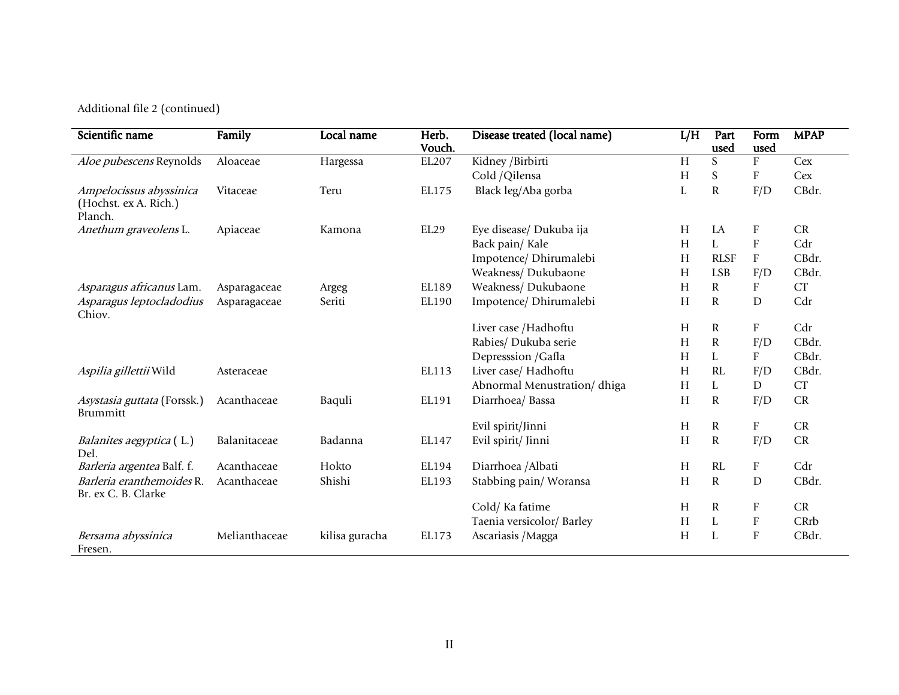Additional file 2 (continued)

| Scientific name | Family | Local name | Herb. Vouch. | Disease treated (local name) | L/H | Part used | Form used | MPAP |
|---|---|---|---|---|---|---|---|---|
| *Aloe pubescens* Reynolds | Aloaceae | Hargessa | EL207 | Kidney /Birbirti | H | S | F | Cex |
| | | | | Cold /Qilensa | H | S | F | Cex |
| *Ampelocissus abyssinica* (Hochst. ex A. Rich.) Planch. | Vitaceae | Teru | EL175 | Black leg/Aba gorba | L | R | F/D | CBdr. |
| *Anethum graveolens* L. | Apiaceae | Kamona | EL29 | Eye disease/ Dukuba ija | H | LA | F | CR |
| | | | | Back pain/ Kale | H | L | F | Cdr |
| | | | | Impotence/ Dhirumalebi | H | RLSF | F | CBdr. |
| | | | | Weakness/ Dukubaone | H | LSB | F/D | CBdr. |
| *Asparagus africanus* Lam. | Asparagaceae | Argeg | EL189 | Weakness/ Dukubaone | H | R | F | CT |
| *Asparagus leptocladodius* Chiov. | Asparagaceae | Seriti | EL190 | Impotence/ Dhirumalebi | H | R | D | Cdr |
| | | | | Liver case /Hadhoftu | H | R | F | Cdr |
| | | | | Rabies/ Dukuba serie | H | R | F/D | CBdr. |
| | | | | Depresssion /Gafla | H | L | F | CBdr. |
| *Aspilia gillettii* Wild | Asteraceae | | EL113 | Liver case/ Hadhoftu | H | RL | F/D | CBdr. |
| | | | | Abnormal Menustration/ dhiga | H | L | D | CT |
| *Asystasia guttata* (Forssk.) Brummitt | Acanthaceae | Baquli | EL191 | Diarrhoea/ Bassa | H | R | F/D | CR |
| | | | | Evil spirit/Jinni | H | R | F | CR |
| *Balanites aegyptica* ( L.) Del. | Balanitaceae | Badanna | EL147 | Evil spirit/ Jinni | H | R | F/D | CR |
| *Barleria argentea* Balf. f. | Acanthaceae | Hokto | EL194 | Diarrhoea /Albati | H | RL | F | Cdr |
| *Barleria eranthemoides* R. Br. ex C. B. Clarke | Acanthaceae | Shishi | EL193 | Stabbing pain/ Woransa | H | R | D | CBdr. |
| | | | | Cold/ Ka fatime | H | R | F | CR |
| | | | | Taenia versicolor/ Barley | H | L | F | CRrb |
| *Bersama abyssinica* Fresen. | Melianthaceae | kilisa guracha | EL173 | Ascariasis /Magga | H | L | F | CBdr. |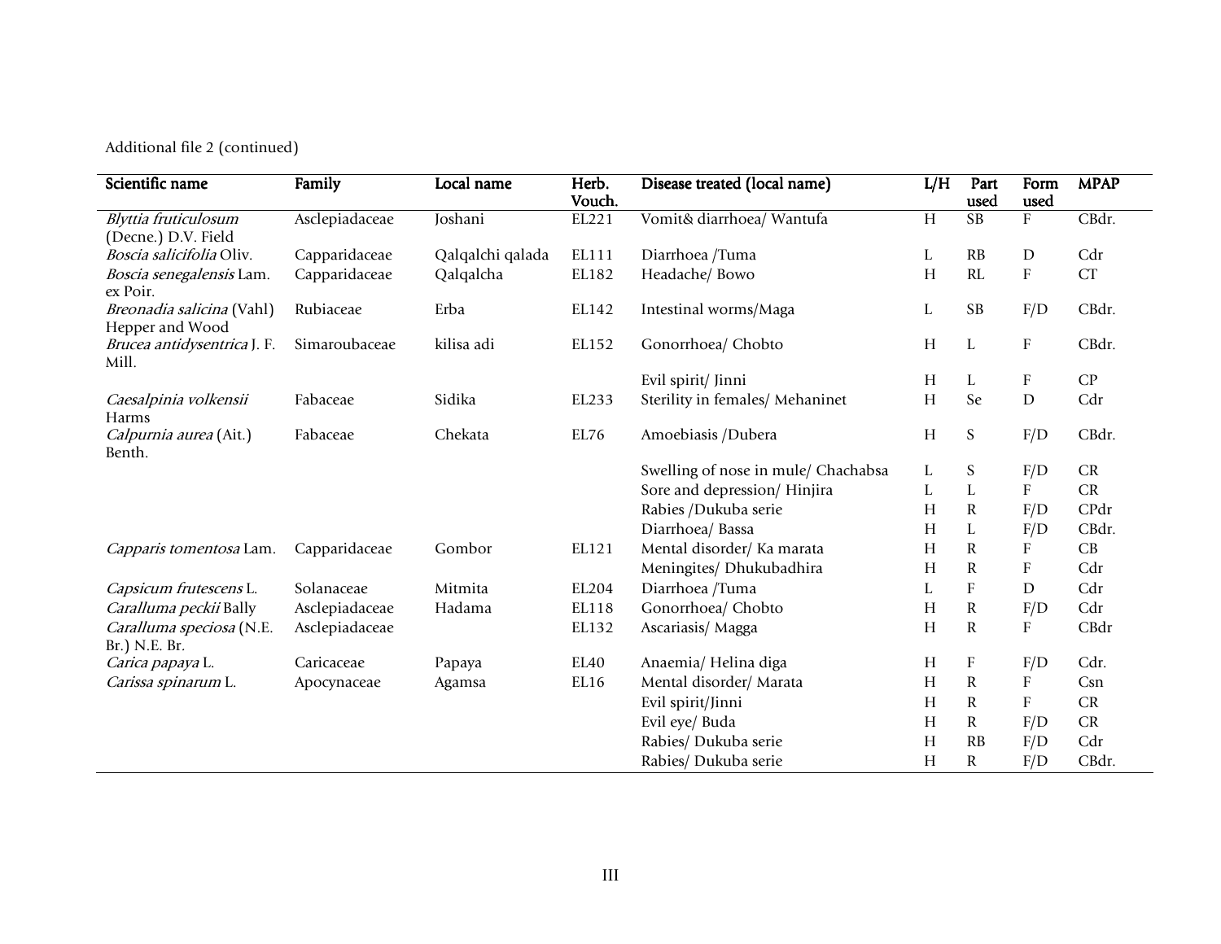Additional file 2 (continued)

| Scientific name | Family | Local name | Herb. Vouch. | Disease treated (local name) | L/H | Part used | Form used | MPAP |
|---|---|---|---|---|---|---|---|---|
| *Blyttia fruticulosum* (Decne.) D.V. Field | Asclepiadaceae | Joshani | EL221 | Vomit& diarrhoea/ Wantufa | H | SB | F | CBdr. |
| *Boscia salicifolia* Oliv. | Capparidaceae | Qalqalchi qalada | EL111 | Diarrhoea /Tuma | L | RB | D | Cdr |
| *Boscia senegalensis* Lam. ex Poir. | Capparidaceae | Qalqalcha | EL182 | Headache/ Bowo | H | RL | F | CT |
| *Breonadia salicina* (Vahl) Hepper and Wood | Rubiaceae | Erba | EL142 | Intestinal worms/Maga | L | SB | F/D | CBdr. |
| *Brucea antidysentrica* J. F. Mill. | Simaroubaceae | kilisa adi | EL152 | Gonorrhoea/ Chobto | H | L | F | CBdr. |
| | | | | Evil spirit/ Jinni | H | L | F | CP |
| *Caesalpinia volkensii* Harms | Fabaceae | Sidika | EL233 | Sterility in females/ Mehaninet | H | Se | D | Cdr |
| *Calpurnia aurea* (Ait.) Benth. | Fabaceae | Chekata | EL76 | Amoebiasis /Dubera | H | S | F/D | CBdr. |
| | | | | Swelling of nose in mule/ Chachabsa | L | S | F/D | CR |
| | | | | Sore and depression/ Hinjira | L | L | F | CR |
| | | | | Rabies /Dukuba serie | H | R | F/D | CPdr |
| | | | | Diarrhoea/ Bassa | H | L | F/D | CBdr. |
| *Capparis tomentosa* Lam. | Capparidaceae | Gombor | EL121 | Mental disorder/ Ka marata | H | R | F | CB |
| | | | | Meningites/ Dhukubadhira | H | R | F | Cdr |
| *Capsicum frutescens* L. | Solanaceae | Mitmita | EL204 | Diarrhoea /Tuma | L | F | D | Cdr |
| *Caralluma peckii* Bally | Asclepiadaceae | Hadama | EL118 | Gonorrhoea/ Chobto | H | R | F/D | Cdr |
| *Caralluma speciosa* (N.E. Br.) N.E. Br. | Asclepiadaceae | | EL132 | Ascariasis/ Magga | H | R | F | CBdr |
| *Carica papaya* L. | Caricaceae | Papaya | EL40 | Anaemia/ Helina diga | H | F | F/D | Cdr. |
| *Carissa spinarum* L. | Apocynaceae | Agamsa | EL16 | Mental disorder/ Marata | H | R | F | Csn |
| | | | | Evil spirit/Jinni | H | R | F | CR |
| | | | | Evil eye/ Buda | H | R | F/D | CR |
| | | | | Rabies/ Dukuba serie | H | RB | F/D | Cdr |
| | | | | Rabies/ Dukuba serie | H | R | F/D | CBdr. |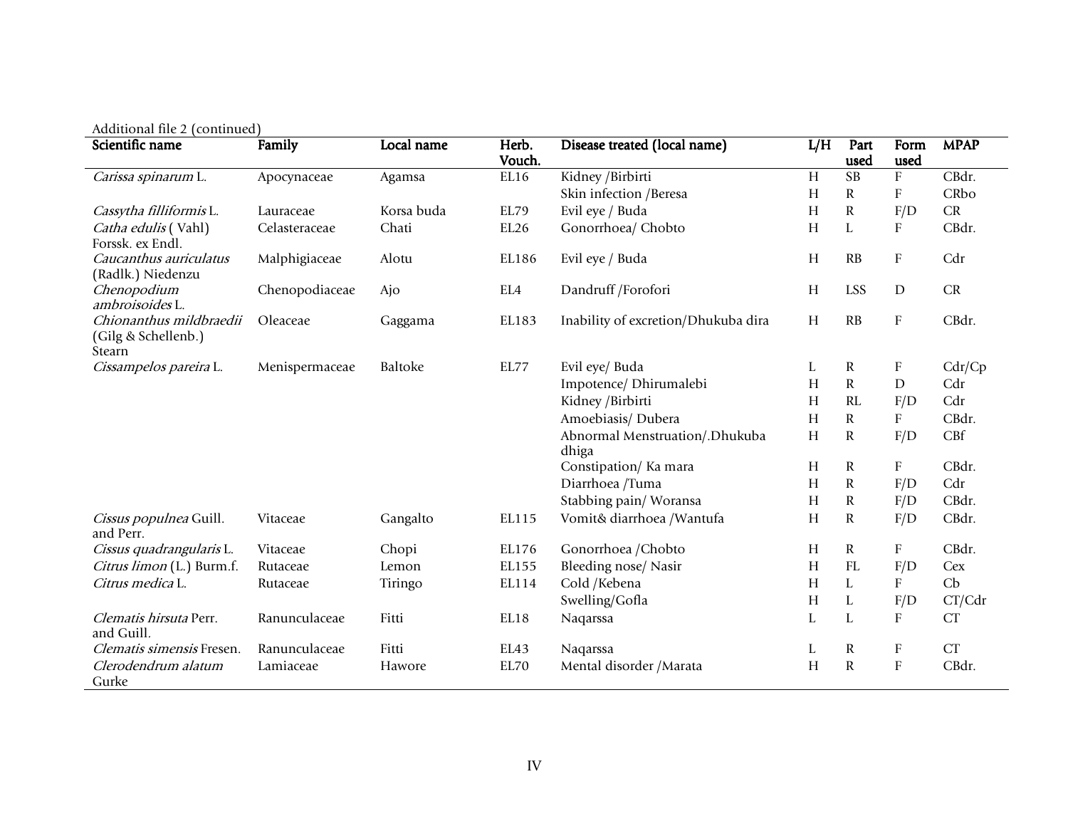Additional file 2 (continued)

| Scientific name | Family | Local name | Herb. Vouch. | Disease treated (local name) | L/H | Part used | Form used | MPAP |
|---|---|---|---|---|---|---|---|---|
| *Carissa spinarum* L. | Apocynaceae | Agamsa | EL16 | Kidney /Birbirti | H | SB | F | CBdr. |
| | | | | Skin infection /Beresa | H | R | F | CRbo |
| *Cassytha filliformis* L. | Lauraceae | Korsa buda | EL79 | Evil eye / Buda | H | R | F/D | CR |
| *Catha edulis* ( Vahl) Forssk. ex Endl. | Celasteraceae | Chati | EL26 | Gonorrhoea/ Chobto | H | L | F | CBdr. |
| *Caucanthus auriculatus* (Radlk.) Niedenzu | Malphigiaceae | Alotu | EL186 | Evil eye / Buda | H | RB | F | Cdr |
| *Chenopodium ambroisoides* L. | Chenopodiaceae | Ajo | EL4 | Dandruff /Forofori | H | LSS | D | CR |
| *Chionanthus mildbraedii* (Gilg & Schellenb.) Stearn | Oleaceae | Gaggama | EL183 | Inability of excretion/Dhukuba dira | H | RB | F | CBdr. |
| *Cissampelos pareira* L. | Menispermaceae | Baltoke | EL77 | Evil eye/ Buda | L | R | F | Cdr/Cp |
| | | | | Impotence/ Dhirumalebi | H | R | D | Cdr |
| | | | | Kidney /Birbirti | H | RL | F/D | Cdr |
| | | | | Amoebiasis/ Dubera | H | R | F | CBdr. |
| | | | | Abnormal Menstruation/.Dhukuba dhiga | H | R | F/D | CBf |
| | | | | Constipation/ Ka mara | H | R | F | CBdr. |
| | | | | Diarrhoea /Tuma | H | R | F/D | Cdr |
| | | | | Stabbing pain/ Woransa | H | R | F/D | CBdr. |
| *Cissus populnea* Guill. and Perr. | Vitaceae | Gangalto | EL115 | Vomit& diarrhoea /Wantufa | H | R | F/D | CBdr. |
| *Cissus quadrangularis* L. | Vitaceae | Chopi | EL176 | Gonorrhoea /Chobto | H | R | F | CBdr. |
| *Citrus limon* (L.) Burm.f. | Rutaceae | Lemon | EL155 | Bleeding nose/ Nasir | H | FL | F/D | Cex |
| *Citrus medica* L. | Rutaceae | Tiringo | EL114 | Cold /Kebena | H | L | F | Cb |
| | | | | Swelling/Gofla | H | L | F/D | CT/Cdr |
| *Clematis hirsuta* Perr. and Guill. | Ranunculaceae | Fitti | EL18 | Naqarssa | L | L | F | CT |
| *Clematis simensis* Fresen. | Ranunculaceae | Fitti | EL43 | Naqarssa | L | R | F | CT |
| *Clerodendrum alatum* Gurke | Lamiaceae | Hawore | EL70 | Mental disorder /Marata | H | R | F | CBdr. |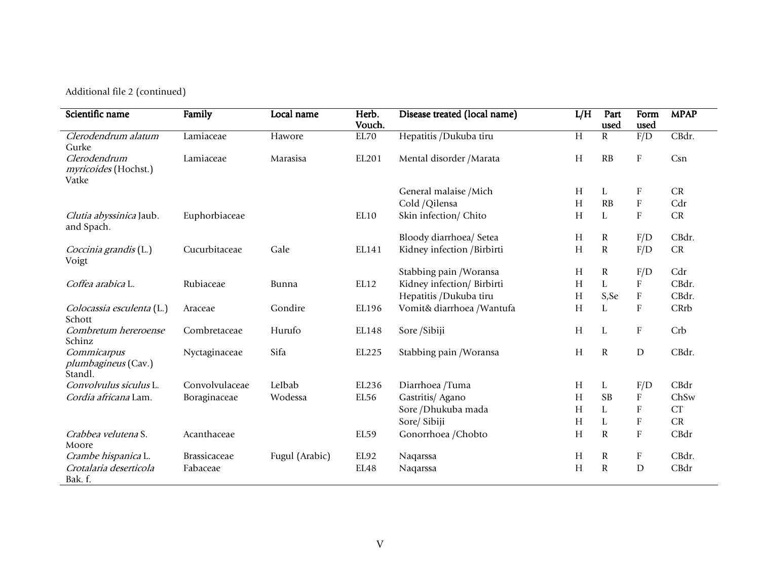Additional file 2 (continued)

| Scientific name | Family | Local name | Herb. Vouch. | Disease treated (local name) | L/H | Part used | Form used | MPAP |
|---|---|---|---|---|---|---|---|---|
| *Clerodendrum alatum* Gurke | Lamiaceae | Hawore | EL70 | Hepatitis /Dukuba tiru | H | R | F/D | CBdr. |
| *Clerodendrum myricoides* (Hochst.) Vatke | Lamiaceae | Marasisa | EL201 | Mental disorder /Marata | H | RB | F | Csn |
| | | | | General malaise /Mich | H | L | F | CR |
| | | | | Cold /Qilensa | H | RB | F | Cdr |
| *Clutia abyssinica* Jaub. and Spach. | Euphorbiaceae | | EL10 | Skin infection/ Chito | H | L | F | CR |
| | | | | Bloody diarrhoea/ Setea | H | R | F/D | CBdr. |
| *Coccinia grandis* (L.) Voigt | Cucurbitaceae | Gale | EL141 | Kidney infection /Birbirti | H | R | F/D | CR |
| | | | | Stabbing pain /Woransa | H | R | F/D | Cdr |
| *Coffea arabica* L. | Rubiaceae | Bunna | EL12 | Kidney infection/ Birbirti | H | L | F | CBdr. |
| | | | | Hepatitis /Dukuba tiru | H | S,Se | F | CBdr. |
| *Colocassia esculenta* (L.) Schott | Araceae | Gondire | EL196 | Vomit& diarrhoea /Wantufa | H | L | F | CRrb |
| *Combretum hereroense* Schinz | Combretaceae | Hurufo | EL148 | Sore /Sibiji | H | L | F | Crb |
| *Commicarpus plumbagineus* (Cav.) Standl. | Nyctaginaceae | Sifa | EL225 | Stabbing pain /Woransa | H | R | D | CBdr. |
| *Convolvulus siculus* L. | Convolvulaceae | LeIbab | EL236 | Diarrhoea /Tuma | H | L | F/D | CBdr |
| *Cordia africana* Lam. | Boraginaceae | Wodessa | EL56 | Gastritis/ Agano | H | SB | F | ChSw |
| | | | | Sore /Dhukuba mada | H | L | F | CT |
| | | | | Sore/ Sibiji | H | L | F | CR |
| *Crabbea velutena* S. Moore | Acanthaceae | | EL59 | Gonorrhoea /Chobto | H | R | F | CBdr |
| *Crambe hispanica* L. | Brassicaceae | Fugul (Arabic) | EL92 | Naqarssa | H | R | F | CBdr. |
| *Crotalaria deserticola* Bak. f. | Fabaceae | | EL48 | Naqarssa | H | R | D | CBdr |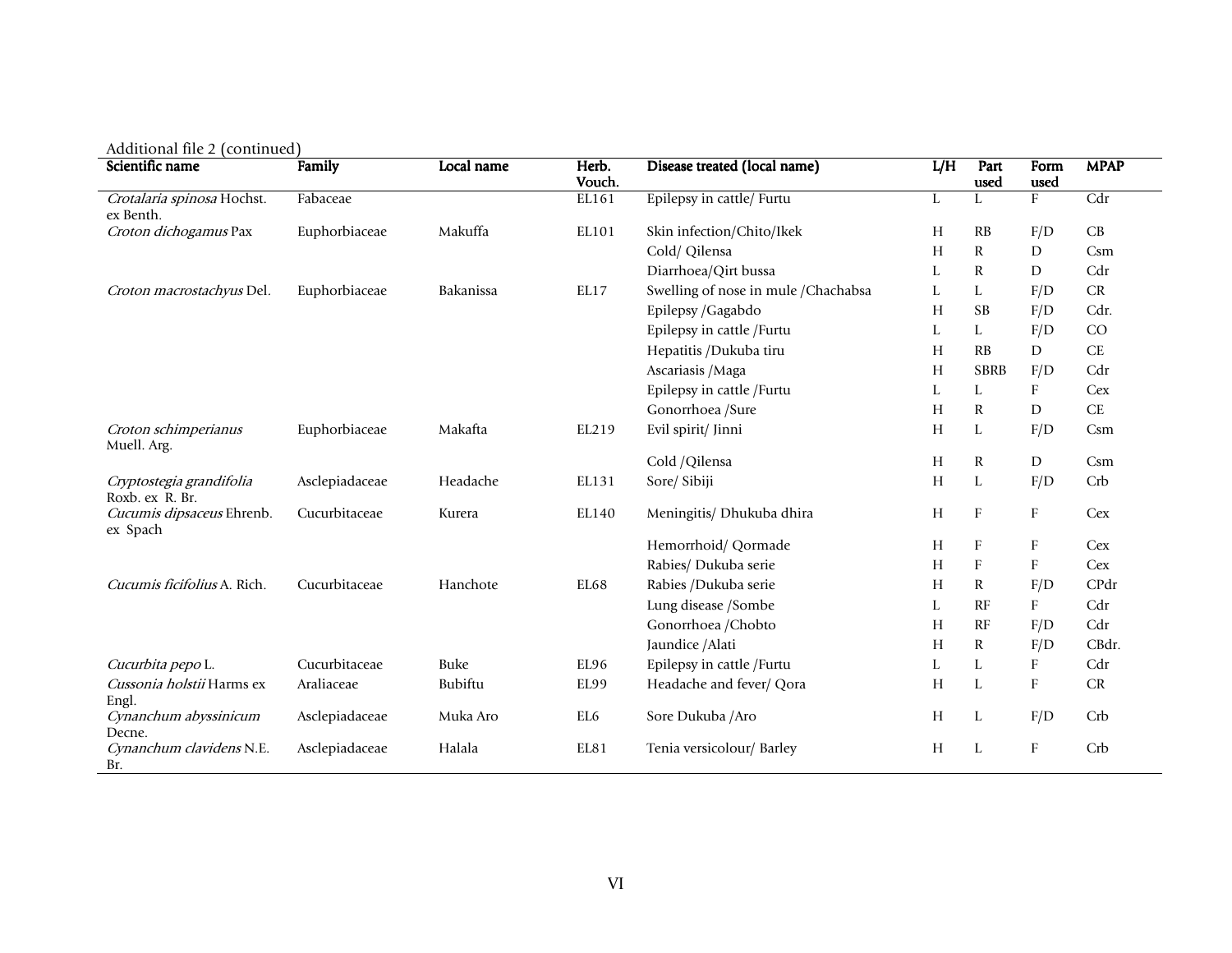Additional file 2 (continued)

| Scientific name | Family | Local name | Herb. Vouch. | Disease treated (local name) | L/H | Part used | Form used | MPAP |
|---|---|---|---|---|---|---|---|---|
| *Crotalaria spinosa* Hochst. ex Benth. | Fabaceae | | EL161 | Epilepsy in cattle/ Furtu | L | L | F | Cdr |
| *Croton dichogamus* Pax | Euphorbiaceae | Makuffa | EL101 | Skin infection/Chito/Ikek | H | RB | F/D | CB |
| | | | | Cold/ Qilensa | H | R | D | Csm |
| | | | | Diarrhoea/Qirt bussa | L | R | D | Cdr |
| *Croton macrostachyus* Del. | Euphorbiaceae | Bakanissa | EL17 | Swelling of nose in mule /Chachabsa | L | L | F/D | CR |
| | | | | Epilepsy /Gagabdo | H | SB | F/D | Cdr. |
| | | | | Epilepsy in cattle /Furtu | L | L | F/D | CO |
| | | | | Hepatitis /Dukuba tiru | H | RB | D | CE |
| | | | | Ascariasis /Maga | H | SBRB | F/D | Cdr |
| | | | | Epilepsy in cattle /Furtu | L | L | F | Cex |
| | | | | Gonorrhoea /Sure | H | R | D | CE |
| *Croton schimperianus* Muell. Arg. | Euphorbiaceae | Makafta | EL219 | Evil spirit/ Jinni | H | L | F/D | Csm |
| | | | | Cold /Qilensa | H | R | D | Csm |
| *Cryptostegia grandifolia* Roxb. ex R. Br. | Asclepiadaceae | Headache | EL131 | Sore/ Sibiji | H | L | F/D | Crb |
| *Cucumis dipsaceus* Ehrenb. ex Spach | Cucurbitaceae | Kurera | EL140 | Meningitis/ Dhukuba dhira | H | F | F | Cex |
| | | | | Hemorrhoid/ Qormade | H | F | F | Cex |
| | | | | Rabies/ Dukuba serie | H | F | F | Cex |
| *Cucumis ficifolius* A. Rich. | Cucurbitaceae | Hanchote | EL68 | Rabies /Dukuba serie | H | R | F/D | CPdr |
| | | | | Lung disease /Sombe | L | RF | F | Cdr |
| | | | | Gonorrhoea /Chobto | H | RF | F/D | Cdr |
| | | | | Jaundice /Alati | H | R | F/D | CBdr. |
| *Cucurbita pepo* L. | Cucurbitaceae | Buke | EL96 | Epilepsy in cattle /Furtu | L | L | F | Cdr |
| *Cussonia holstii* Harms ex Engl. | Araliaceae | Bubiftu | EL99 | Headache and fever/ Qora | H | L | F | CR |
| *Cynanchum abyssinicum* Decne. | Asclepiadaceae | Muka Aro | EL6 | Sore Dukuba /Aro | H | L | F/D | Crb |
| *Cynanchum clavidens* N.E. Br. | Asclepiadaceae | Halala | EL81 | Tenia versicolour/ Barley | H | L | F | Crb |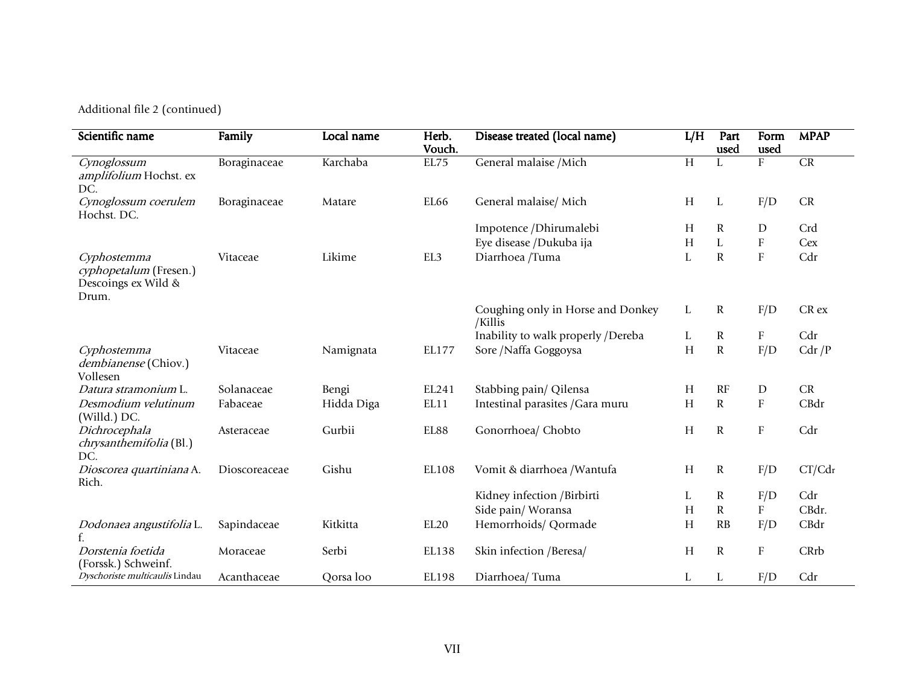Additional file 2 (continued)

| Scientific name | Family | Local name | Herb. Vouch. | Disease treated (local name) | L/H | Part used | Form used | MPAP |
|---|---|---|---|---|---|---|---|---|
| *Cynoglossum amplifolium* Hochst. ex DC. | Boraginaceae | Karchaba | EL75 | General malaise /Mich | H | L | F | CR |
| *Cynoglossum coerulem* Hochst. DC. | Boraginaceae | Matare | EL66 | General malaise/ Mich | H | L | F/D | CR |
| | | | | Impotence /Dhirumalebi | H | R | D | Crd |
| | | | | Eye disease /Dukuba ija | H | L | F | Cex |
| *Cyphostemma cyphopetalum* (Fresen.) Descoings ex Wild & Drum. | Vitaceae | Likime | EL3 | Diarrhoea /Tuma | L | R | F | Cdr |
| | | | | Coughing only in Horse and Donkey /Killis | L | R | F/D | CR ex |
| | | | | Inability to walk properly /Dereba | L | R | F | Cdr |
| *Cyphostemma dembianense* (Chiov.) Vollesen | Vitaceae | Namignata | EL177 | Sore /Naffa Goggoysa | H | R | F/D | Cdr /P |
| *Datura stramonium* L. | Solanaceae | Bengi | EL241 | Stabbing pain/ Qilensa | H | RF | D | CR |
| *Desmodium velutinum* (Willd.) DC. | Fabaceae | Hidda Diga | EL11 | Intestinal parasites /Gara muru | H | R | F | CBdr |
| *Dichrocephala chrysanthemifolia* (Bl.) DC. | Asteraceae | Gurbii | EL88 | Gonorrhoea/ Chobto | H | R | F | Cdr |
| *Dioscorea quartiniana* A. Rich. | Dioscoreaceae | Gishu | EL108 | Vomit & diarrhoea /Wantufa | H | R | F/D | CT/Cdr |
| | | | | Kidney infection /Birbirti | L | R | F/D | Cdr |
| | | | | Side pain/ Woransa | H | R | F | CBdr. |
| *Dodonaea angustifolia* L. f. | Sapindaceae | Kitkitta | EL20 | Hemorrhoids/ Qormade | H | RB | F/D | CBdr |
| *Dorstenia foetida* (Forssk.) Schweinf. | Moraceae | Serbi | EL138 | Skin infection /Beresa/ | H | R | F | CRrb |
| *Dyschoriste multicaulis* Lindau | Acanthaceae | Qorsa loo | EL198 | Diarrhoea/ Tuma | L | L | F/D | Cdr |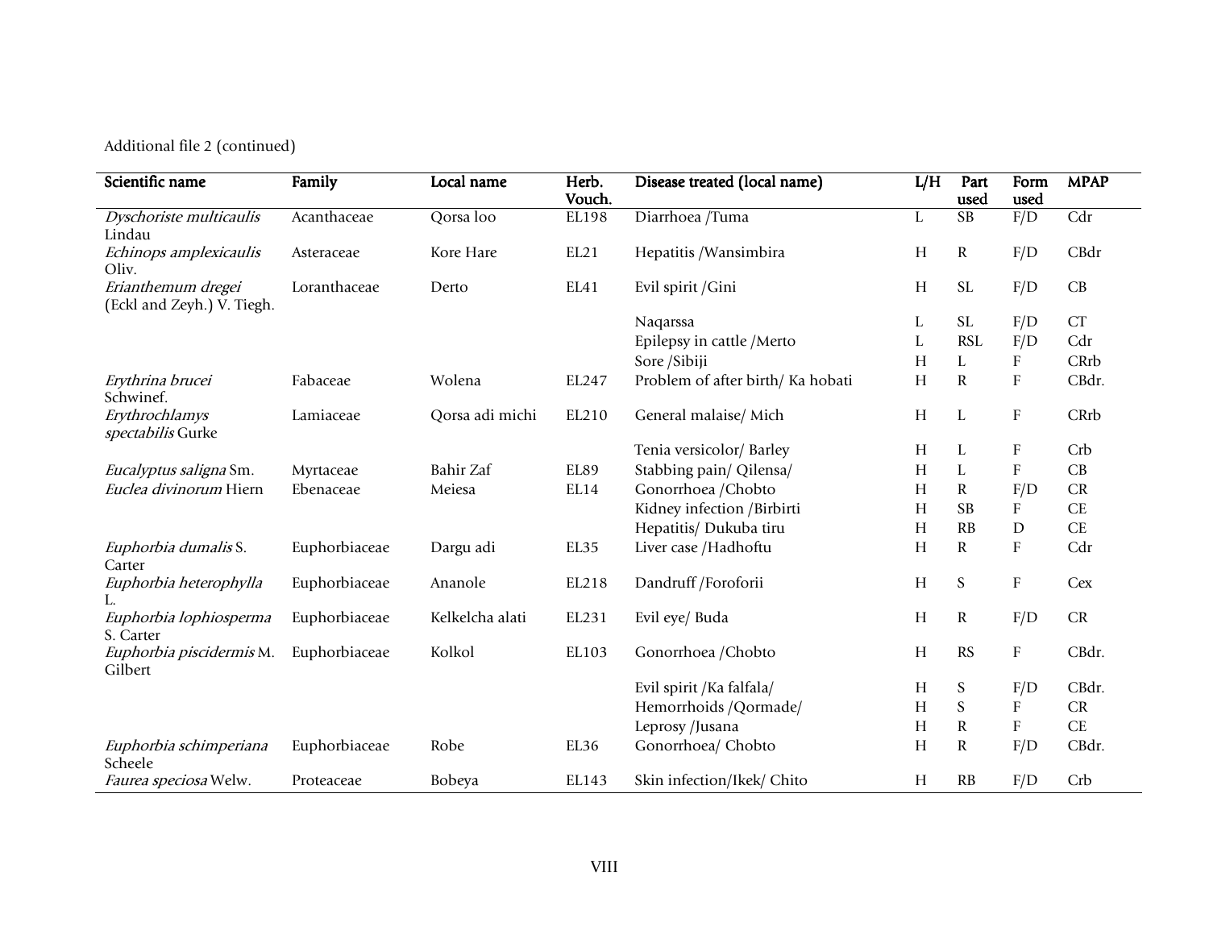Additional file 2 (continued)

| Scientific name | Family | Local name | Herb. Vouch. | Disease treated (local name) | L/H | Part used | Form used | MPAP |
|---|---|---|---|---|---|---|---|---|
| *Dyschoriste multicaulis* Lindau | Acanthaceae | Qorsa loo | EL198 | Diarrhoea /Tuma | L | SB | F/D | Cdr |
| *Echinops amplexicaulis* Oliv. | Asteraceae | Kore Hare | EL21 | Hepatitis /Wansimbira | H | R | F/D | CBdr |
| *Erianthemum dregei* (Eckl and Zeyh.) V. Tiegh. | Loranthaceae | Derto | EL41 | Evil spirit /Gini | H | SL | F/D | CB |
| | | | | Naqarssa | L | SL | F/D | CT |
| | | | | Epilepsy in cattle /Merto | L | RSL | F/D | Cdr |
| | | | | Sore /Sibiji | H | L | F | CRrb |
| *Erythrina brucei* Schwinef. | Fabaceae | Wolena | EL247 | Problem of after birth/ Ka hobati | H | R | F | CBdr. |
| *Erythrochlamys spectabilis* Gurke | Lamiaceae | Qorsa adi michi | EL210 | General malaise/ Mich | H | L | F | CRrb |
| | | | | Tenia versicolor/ Barley | H | L | F | Crb |
| *Eucalyptus saligna* Sm. | Myrtaceae | Bahir Zaf | EL89 | Stabbing pain/ Qilensa/ | H | L | F | CB |
| *Euclea divinorum* Hiern | Ebenaceae | Meiesa | EL14 | Gonorrhoea /Chobto | H | R | F/D | CR |
| | | | | Kidney infection /Birbirti | H | SB | F | CE |
| | | | | Hepatitis/ Dukuba tiru | H | RB | D | CE |
| *Euphorbia dumalis* S. Carter | Euphorbiaceae | Dargu adi | EL35 | Liver case /Hadhoftu | H | R | F | Cdr |
| *Euphorbia heterophylla* L. | Euphorbiaceae | Ananole | EL218 | Dandruff /Fororii | H | S | F | Cex |
| *Euphorbia lophiosperma* S. Carter | Euphorbiaceae | Kelkelcha alati | EL231 | Evil eye/ Buda | H | R | F/D | CR |
| *Euphorbia piscidermis* M. Gilbert | Euphorbiaceae | Kolkol | EL103 | Gonorrhoea /Chobto | H | RS | F | CBdr. |
| | | | | Evil spirit /Ka falfala/ | H | S | F/D | CBdr. |
| | | | | Hemorrhoids /Qormade/ | H | S | F | CR |
| | | | | Leprosy /Jusana | H | R | F | CE |
| *Euphorbia schimperiana* Scheele | Euphorbiaceae | Robe | EL36 | Gonorrhoea/ Chobto | H | R | F/D | CBdr. |
| *Faurea speciosa* Welw. | Proteaceae | Bobeya | EL143 | Skin infection/Ikek/ Chito | H | RB | F/D | Crb |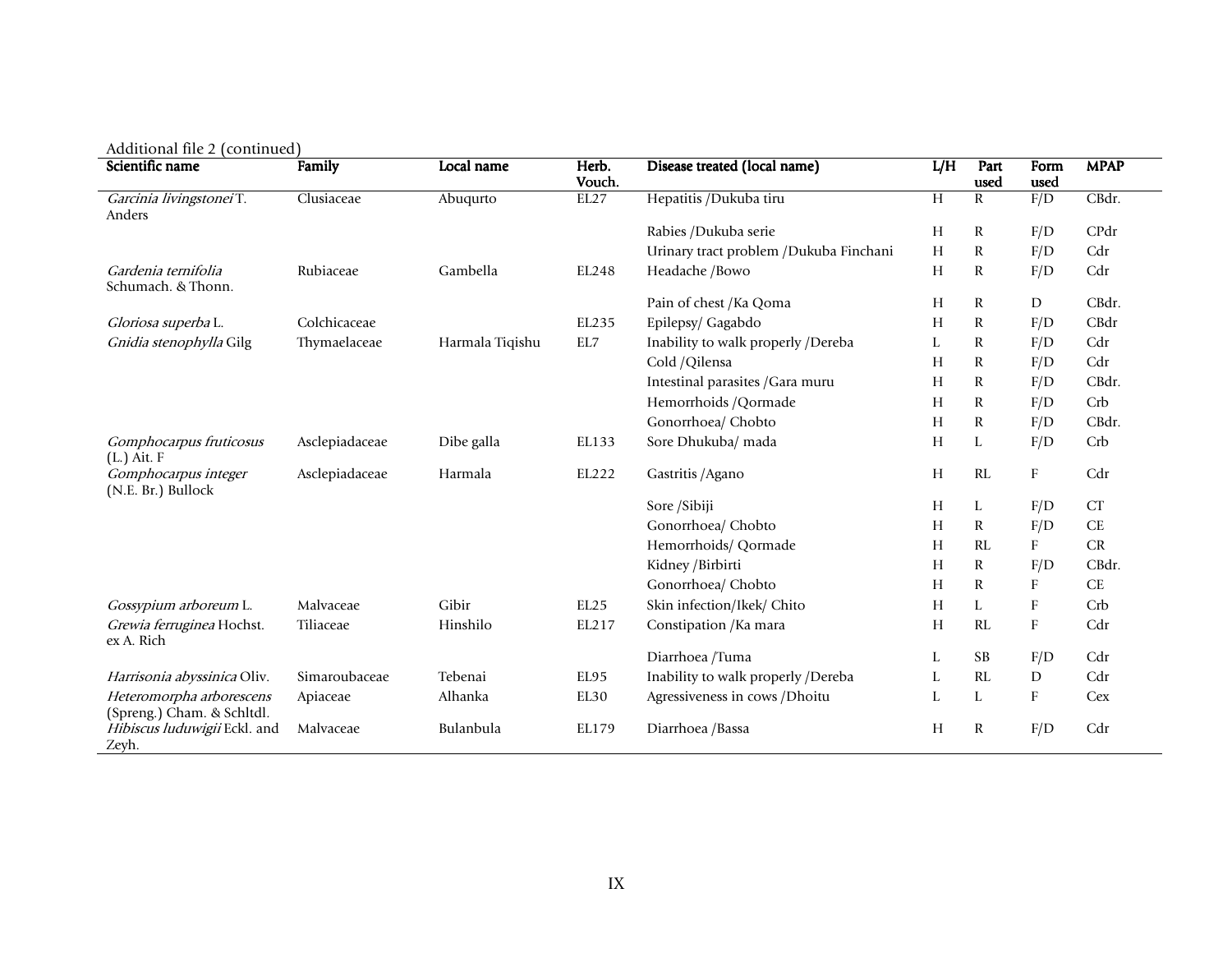Additional file 2 (continued)

| Scientific name | Family | Local name | Herb. Vouch. | Disease treated (local name) | L/H | Part used | Form used | MPAP |
|---|---|---|---|---|---|---|---|---|
| *Garcinia livingstonei* T. Anders | Clusiaceae | Abuqurto | EL27 | Hepatitis /Dukuba tiru | H | R | F/D | CBdr. |
| | | | | Rabies /Dukuba serie | H | R | F/D | CPdr |
| | | | | Urinary tract problem /Dukuba Finchani | H | R | F/D | Cdr |
| *Gardenia ternifolia* Schumach. & Thonn. | Rubiaceae | Gambella | EL248 | Headache /Bowo | H | R | F/D | Cdr |
| | | | | Pain of chest /Ka Qoma | H | R | D | CBdr. |
| *Gloriosa superba* L. | Colchicaceae | | EL235 | Epilepsy/ Gagabdo | H | R | F/D | CBdr |
| *Gnidia stenophylla* Gilg | Thymaelaceae | Harmala Tiqishu | EL7 | Inability to walk properly /Dereba | L | R | F/D | Cdr |
| | | | | Cold /Qilensa | H | R | F/D | Cdr |
| | | | | Intestinal parasites /Gara muru | H | R | F/D | CBdr. |
| | | | | Hemorrhoids /Qormade | H | R | F/D | Crb |
| | | | | Gonorrhoea/ Chobto | H | R | F/D | CBdr. |
| *Gomphocarpus fruticosus* (L.) Ait. F | Asclepiadaceae | Dibe galla | EL133 | Sore Dhukuba/ mada | H | L | F/D | Crb |
| *Gomphocarpus integer* (N.E. Br.) Bullock | Asclepiadaceae | Harmala | EL222 | Gastritis /Agano | H | RL | F | Cdr |
| | | | | Sore /Sibiji | H | L | F/D | CT |
| | | | | Gonorrhoea/ Chobto | H | R | F/D | CE |
| | | | | Hemorrhoids/ Qormade | H | RL | F | CR |
| | | | | Kidney /Birbirti | H | R | F/D | CBdr. |
| | | | | Gonorrhoea/ Chobto | H | R | F | CE |
| *Gossypium arboreum* L. | Malvaceae | Gibir | EL25 | Skin infection/Ikek/ Chito | H | L | F | Crb |
| *Grewia ferruginea* Hochst. ex A. Rich | Tiliaceae | Hinshilo | EL217 | Constipation /Ka mara | H | RL | F | Cdr |
| | | | | Diarrhoea /Tuma | L | SB | F/D | Cdr |
| *Harrisonia abyssinica* Oliv. | Simaroubaceae | Tebenai | EL95 | Inability to walk properly /Dereba | L | RL | D | Cdr |
| *Heteromorpha arborescens* (Spreng.) Cham. & Schltdl. | Apiaceae | Alhanka | EL30 | Agressiveness in cows /Dhoitu | L | L | F | Cex |
| *Hibiscus luduwigii* Eckl. and Zeyh. | Malvaceae | Bulanbula | EL179 | Diarrhoea /Bassa | H | R | F/D | Cdr |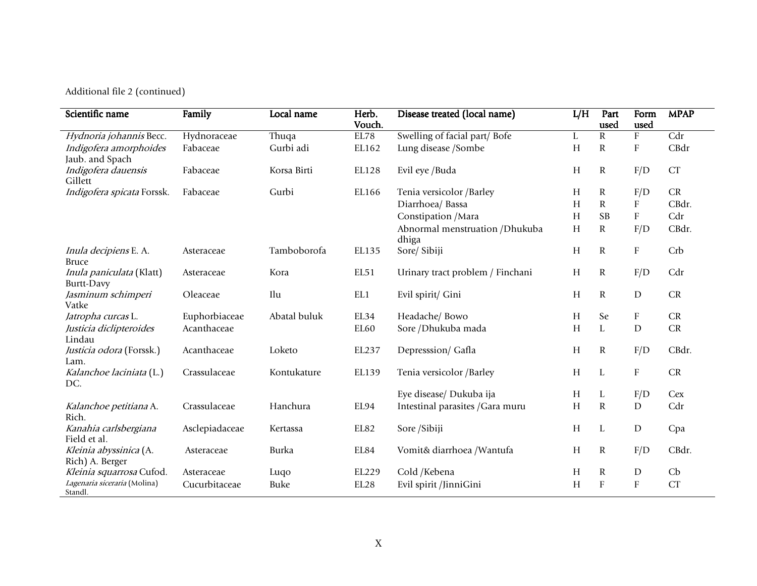Additional file 2 (continued)

| Scientific name | Family | Local name | Herb. Vouch. | Disease treated (local name) | L/H | Part used | Form used | MPAP |
|---|---|---|---|---|---|---|---|---|
| *Hydnoria johannis* Becc. | Hydnoraceae | Thuqa | EL78 | Swelling of facial part/ Bofe | L | R | F | Cdr |
| *Indigofera amorphoides* Jaub. and Spach | Fabaceae | Gurbi adi | EL162 | Lung disease /Sombe | H | R | F | CBdr |
| *Indigofera dauensis* Gillett | Fabaceae | Korsa Birti | EL128 | Evil eye /Buda | H | R | F/D | CT |
| *Indigofera spicata* Forssk. | Fabaceae | Gurbi | EL166 | Tenia versicolor /Barley | H | R | F/D | CR |
| | | | | Diarrhoea/ Bassa | H | R | F | CBdr. |
| | | | | Constipation /Mara | H | SB | F | Cdr |
| | | | | Abnormal menstruation /Dhukuba dhiga | H | R | F/D | CBdr. |
| *Inula decipiens* E. A. Bruce | Asteraceae | Tamboborofa | EL135 | Sore/ Sibiji | H | R | F | Crb |
| *Inula paniculata* (Klatt) Burtt-Davy | Asteraceae | Kora | EL51 | Urinary tract problem / Finchani | H | R | F/D | Cdr |
| *Jasminum schimperi* Vatke | Oleaceae | Ilu | EL1 | Evil spirit/ Gini | H | R | D | CR |
| *Jatropha curcas* L. | Euphorbiaceae | Abatal buluk | EL34 | Headache/ Bowo | H | Se | F | CR |
| *Justicia diclipteroides* Lindau | Acanthaceae | | EL60 | Sore /Dhukuba mada | H | L | D | CR |
| *Justicia odora* (Forssk.) Lam. | Acanthaceae | Loketo | EL237 | Depresssion/ Gafla | H | R | F/D | CBdr. |
| *Kalanchoe laciniata* (L.) DC. | Crassulaceae | Kontukature | EL139 | Tenia versicolor /Barley | H | L | F | CR |
| | | | | Eye disease/ Dukuba ija | H | L | F/D | Cex |
| *Kalanchoe petitiana* A. Rich. | Crassulaceae | Hanchura | EL94 | Intestinal parasites /Gara muru | H | R | D | Cdr |
| *Kanahia carlsbergiana* Field et al. | Asclepiadaceae | Kertassa | EL82 | Sore /Sibiji | H | L | D | Cpa |
| *Kleinia abyssinica* (A. Rich) A. Berger | Asteraceae | Burka | EL84 | Vomit& diarrhoea /Wantufa | H | R | F/D | CBdr. |
| *Kleinia squarrosa* Cufod. | Asteraceae | Luqo | EL229 | Cold /Kebena | H | R | D | Cb |
| *Lagenaria siceraria* (Molina) Standl. | Cucurbitaceae | Buke | EL28 | Evil spirit /JinniGini | H | F | F | CT |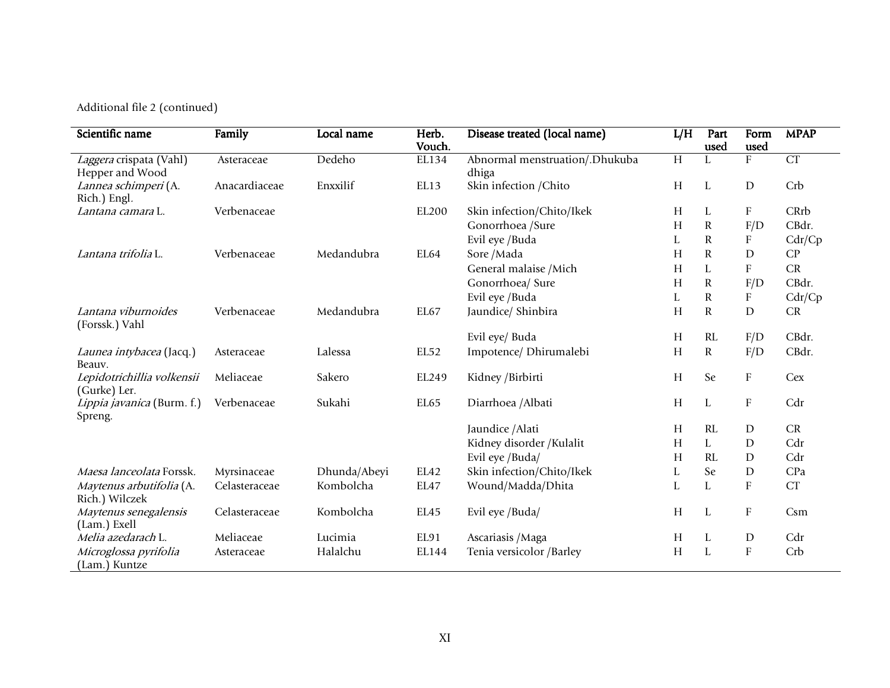Additional file 2 (continued)

| Scientific name | Family | Local name | Herb. Vouch. | Disease treated (local name) | L/H | Part used | Form used | MPAP |
|---|---|---|---|---|---|---|---|---|
| *Laggera* crispata (Vahl) Hepper and Wood | Asteraceae | Dedeho | EL134 | Abnormal menstruation/.Dhukuba dhiga | H | L | F | CT |
| *Lannea schimperi* (A. Rich.) Engl. | Anacardiaceae | Enxxilif | EL13 | Skin infection /Chito | H | L | D | Crb |
| *Lantana camara* L. | Verbenaceae | | EL200 | Skin infection/Chito/Ikek | H | L | F | CRrb |
| | | | | Gonorrhoea /Sure | H | R | F/D | CBdr. |
| | | | | Evil eye /Buda | L | R | F | Cdr/Cp |
| *Lantana trifolia* L. | Verbenaceae | Medandubra | EL64 | Sore /Mada | H | R | D | CP |
| | | | | General malaise /Mich | H | L | F | CR |
| | | | | Gonorrhoea/ Sure | H | R | F/D | CBdr. |
| | | | | Evil eye /Buda | L | R | F | Cdr/Cp |
| *Lantana viburnoides* (Forssk.) Vahl | Verbenaceae | Medandubra | EL67 | Jaundice/ Shinbira | H | R | D | CR |
| | | | | Evil eye/ Buda | H | RL | F/D | CBdr. |
| *Launea intybacea* (Jacq.) Beauv. | Asteraceae | Lalessa | EL52 | Impotence/ Dhirumalebi | H | R | F/D | CBdr. |
| *Lepidotrichillia volkensii* (Gurke) Ler. | Meliaceae | Sakero | EL249 | Kidney /Birbirti | H | Se | F | Cex |
| *Lippia javanica* (Burm. f.) Spreng. | Verbenaceae | Sukahi | EL65 | Diarrhoea /Albati | H | L | F | Cdr |
| | | | | Jaundice /Alati | H | RL | D | CR |
| | | | | Kidney disorder /Kulalit | H | L | D | Cdr |
| | | | | Evil eye /Buda/ | H | RL | D | Cdr |
| *Maesa lanceolata* Forssk. | Myrsinaceae | Dhunda/Abeyi | EL42 | Skin infection/Chito/Ikek | L | Se | D | CPa |
| *Maytenus arbutifolia* (A. Rich.) Wilczek | Celasteraceae | Kombolcha | EL47 | Wound/Madda/Dhita | L | L | F | CT |
| *Maytenus senegalensis* (Lam.) Exell | Celasteraceae | Kombolcha | EL45 | Evil eye /Buda/ | H | L | F | Csm |
| *Melia azedarach* L. | Meliaceae | Lucimia | EL91 | Ascariasis /Maga | H | L | D | Cdr |
| *Microglossa pyrifolia* (Lam.) Kuntze | Asteraceae | Halalchu | EL144 | Tenia versicolor /Barley | H | L | F | Crb |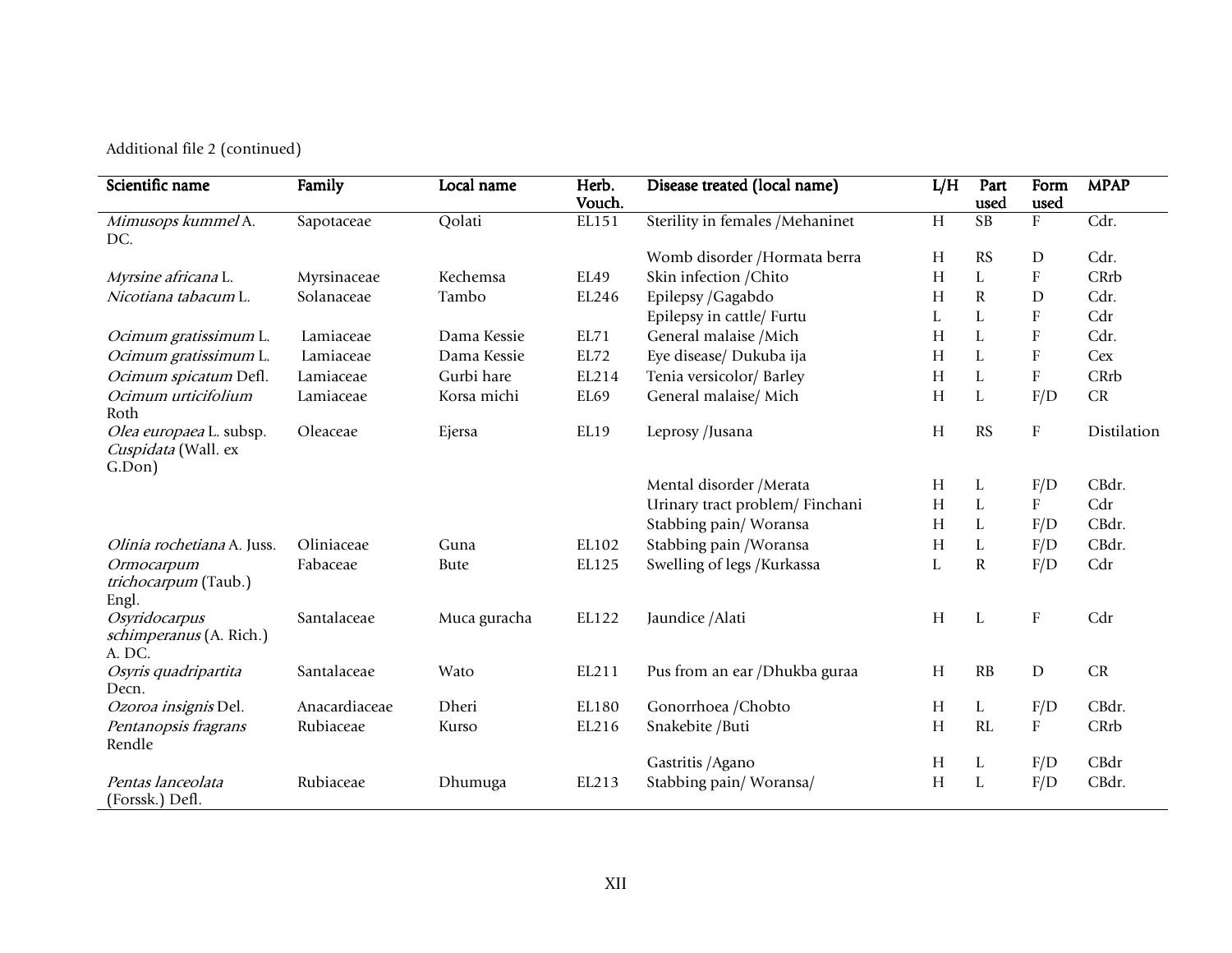Additional file 2 (continued)

| Scientific name | Family | Local name | Herb. Vouch. | Disease treated (local name) | L/H | Part used | Form used | MPAP |
|---|---|---|---|---|---|---|---|---|
| *Mimusops kummel* A. DC. | Sapotaceae | Qolati | EL151 | Sterility in females /Mehaninet | H | SB | F | Cdr. |
| | | | | Womb disorder /Hormata berra | H | RS | D | Cdr. |
| *Myrsine africana* L. | Myrsinaceae | Kechemsa | EL49 | Skin infection /Chito | H | L | F | CRrb |
| *Nicotiana tabacum* L. | Solanaceae | Tambo | EL246 | Epilepsy /Gagabdo | H | R | D | Cdr. |
| | | | | Epilepsy in cattle/ Furtu | L | L | F | Cdr |
| *Ocimum gratissimum* L. | Lamiaceae | Dama Kessie | EL71 | General malaise /Mich | H | L | F | Cdr. |
| *Ocimum gratissimum* L. | Lamiaceae | Dama Kessie | EL72 | Eye disease/ Dukuba ija | H | L | F | Cex |
| *Ocimum spicatum* Defl. | Lamiaceae | Gurbi hare | EL214 | Tenia versicolor/ Barley | H | L | F | CRrb |
| *Ocimum urticifolium* Roth | Lamiaceae | Korsa michi | EL69 | General malaise/ Mich | H | L | F/D | CR |
| *Olea europaea* L. subsp. *Cuspidata* (Wall. ex G.Don) | Oleaceae | Ejersa | EL19 | Leprosy /Jusana | H | RS | F | Distilation |
| | | | | Mental disorder /Merata | H | L | F/D | CBdr. |
| | | | | Urinary tract problem/ Finchani | H | L | F | Cdr |
| | | | | Stabbing pain/ Woransa | H | L | F/D | CBdr. |
| *Olinia rochetiana* A. Juss. | Oliniaceae | Guna | EL102 | Stabbing pain /Woransa | H | L | F/D | CBdr. |
| *Ormocarpum trichocarpum* (Taub.) Engl. | Fabaceae | Bute | EL125 | Swelling of legs /Kurkassa | L | R | F/D | Cdr |
| *Osyridocarpus schimperanus* (A. Rich.) A. DC. | Santalaceae | Muca guracha | EL122 | Jaundice /Alati | H | L | F | Cdr |
| *Osyris quadripartita* Decn. | Santalaceae | Wato | EL211 | Pus from an ear /Dhukba guraa | H | RB | D | CR |
| *Ozoroa insignis* Del. | Anacardiaceae | Dheri | EL180 | Gonorrhoea /Chobto | H | L | F/D | CBdr. |
| *Pentanopsis fragrans* Rendle | Rubiaceae | Kurso | EL216 | Snakebite /Buti | H | RL | F | CRrb |
| | | | | Gastritis /Agano | H | L | F/D | CBdr |
| *Pentas lanceolata* (Forssk.) Defl. | Rubiaceae | Dhumuga | EL213 | Stabbing pain/ Woransa/ | H | L | F/D | CBdr. |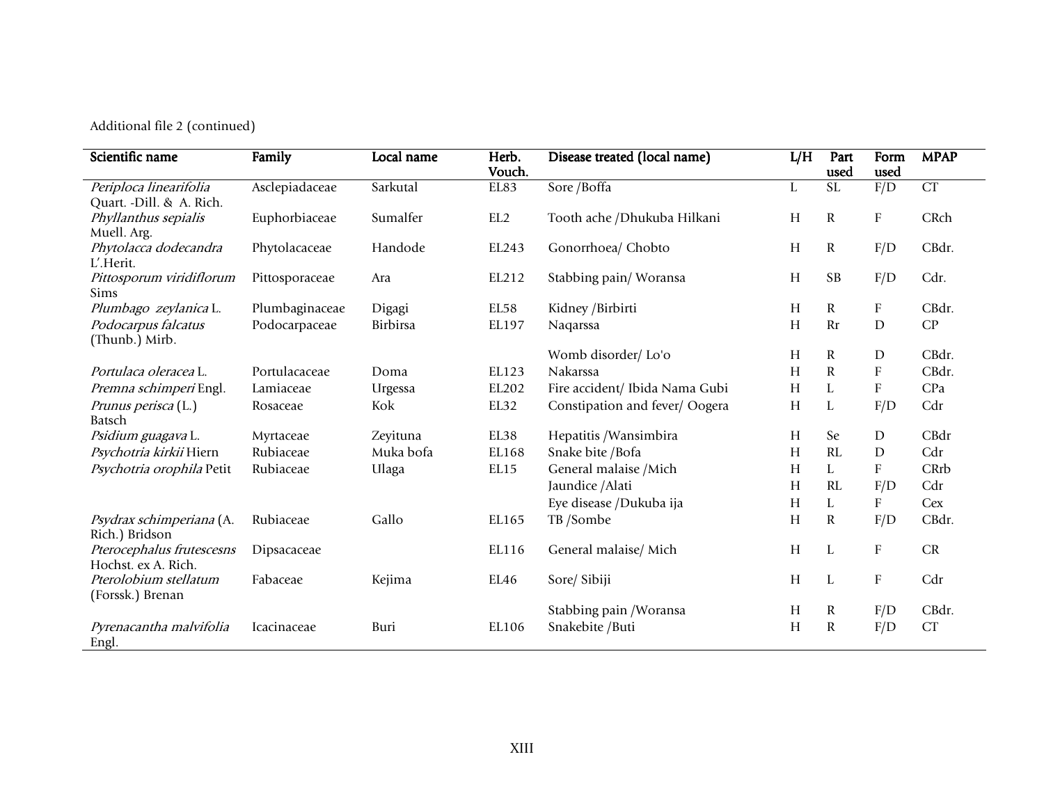Additional file 2 (continued)

| Scientific name | Family | Local name | Herb. Vouch. | Disease treated (local name) | L/H | Part used | Form used | MPAP |
|---|---|---|---|---|---|---|---|---|
| *Periploca linearifolia* Quart. -Dill. & A. Rich. | Asclepiadaceae | Sarkutal | EL83 | Sore /Boffa | L | SL | F/D | CT |
| *Phyllanthus sepialis* Muell. Arg. | Euphorbiaceae | Sumalfer | EL2 | Tooth ache /Dhukuba Hilkani | H | R | F | CRch |
| *Phytolacca dodecandra* L'.Herit. | Phytolacaceae | Handode | EL243 | Gonorrhoea/ Chobto | H | R | F/D | CBdr. |
| *Pittosporum viridiflorum* Sims | Pittosporaceae | Ara | EL212 | Stabbing pain/ Woransa | H | SB | F/D | Cdr. |
| *Plumbago zeylanica* L. | Plumbaginaceae | Digagi | EL58 | Kidney /Birbirti | H | R | F | CBdr. |
| *Podocarpus falcatus* (Thunb.) Mirb. | Podocarpaceae | Birbirsa | EL197 | Naqarssa | H | Rr | D | CP |
| | | | | Womb disorder/ Lo'o | H | R | D | CBdr. |
| *Portulaca oleracea* L. | Portulacaceae | Doma | EL123 | Nakarssa | H | R | F | CBdr. |
| *Premna schimperi* Engl. | Lamiaceae | Urgessa | EL202 | Fire accident/ Ibida Nama Gubi | H | L | F | CPa |
| *Prunus perisca* (L.) Batsch | Rosaceae | Kok | EL32 | Constipation and fever/ Oogera | H | L | F/D | Cdr |
| *Psidium guagava* L. | Myrtaceae | Zeyituna | EL38 | Hepatitis /Wansimbira | H | Se | D | CBdr |
| *Psychotria kirkii* Hiern | Rubiaceae | Muka bofa | EL168 | Snake bite /Bofa | H | RL | D | Cdr |
| *Psychotria orophila* Petit | Rubiaceae | Ulaga | EL15 | General malaise /Mich | H | L | F | CRrb |
| | | | | Jaundice /Alati | H | RL | F/D | Cdr |
| | | | | Eye disease /Dukuba ija | H | L | F | Cex |
| *Psydrax schimperiana* (A. Rich.) Bridson | Rubiaceae | Gallo | EL165 | TB /Sombe | H | R | F/D | CBdr. |
| *Pterocephalus frutescesns* Hochst. ex A. Rich. | Dipsacaceae | | EL116 | General malaise/ Mich | H | L | F | CR |
| *Pterolobium stellatum* (Forssk.) Brenan | Fabaceae | Kejima | EL46 | Sore/ Sibiji | H | L | F | Cdr |
| | | | | Stabbing pain /Woransa | H | R | F/D | CBdr. |
| *Pyrenacantha malvifolia* Engl. | Icacinaceae | Buri | EL106 | Snakebite /Buti | H | R | F/D | CT |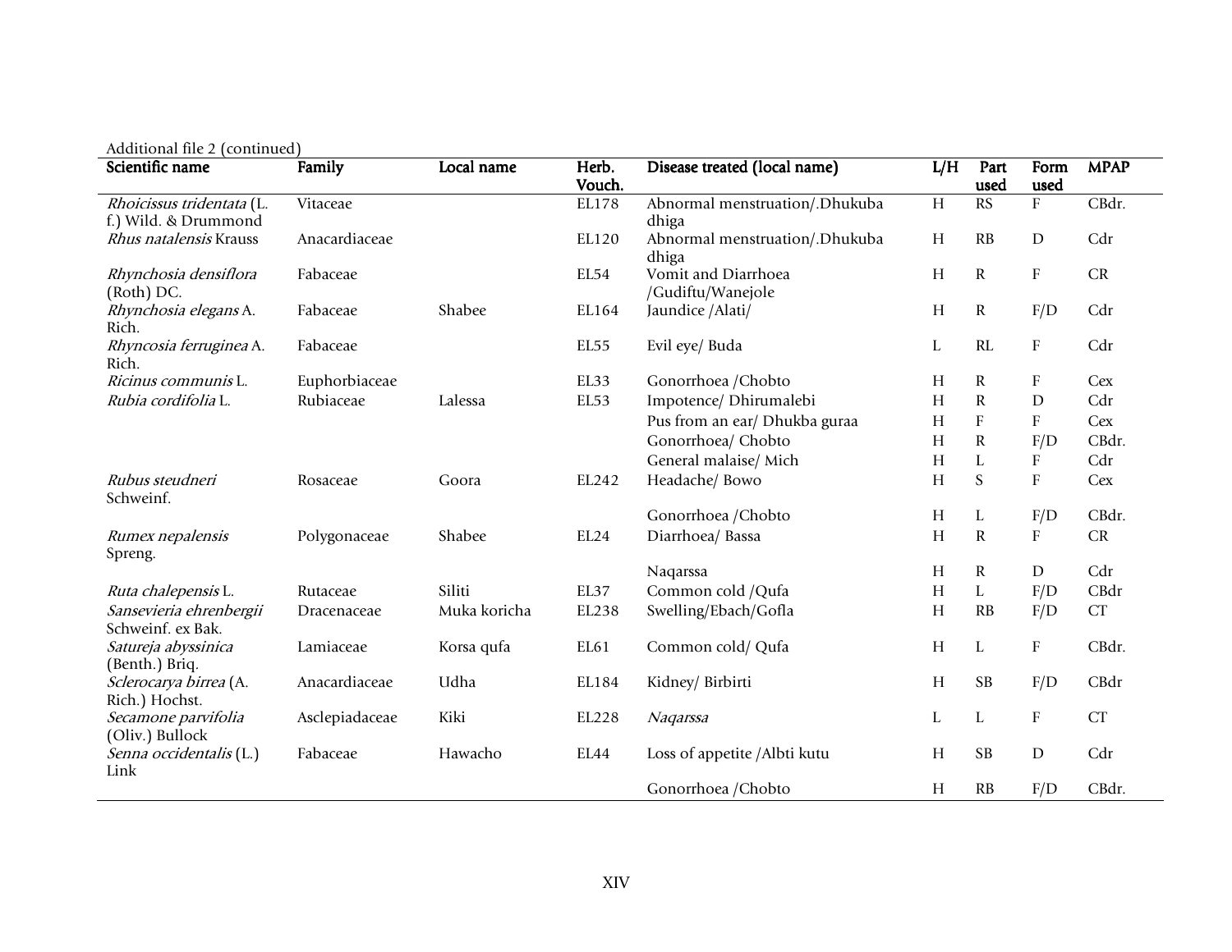Additional file 2 (continued)

| Scientific name | Family | Local name | Herb. Vouch. | Disease treated (local name) | L/H | Part used | Form used | MPAP |
|---|---|---|---|---|---|---|---|---|
| *Rhoicissus tridentata* (L. f.) Wild. & Drummond | Vitaceae | | EL178 | Abnormal menstruation/.Dhukuba dhiga | H | RS | F | CBdr. |
| *Rhus natalensis* Krauss | Anacardiaceae | | EL120 | Abnormal menstruation/.Dhukuba dhiga | H | RB | D | Cdr |
| *Rhynchosia densiflora* (Roth) DC. | Fabaceae | | EL54 | Vomit and Diarrhoea /Gudiftu/Wanejole | H | R | F | CR |
| *Rhynchosia elegans* A. Rich. | Fabaceae | Shabee | EL164 | Jaundice /Alati/ | H | R | F/D | Cdr |
| *Rhyncosia ferruginea* A. Rich. | Fabaceae | | EL55 | Evil eye/ Buda | L | RL | F | Cdr |
| *Ricinus communis* L. | Euphorbiaceae | | EL33 | Gonorrhoea /Chobto | H | R | F | Cex |
| *Rubia cordifolia* L. | Rubiaceae | Lalessa | EL53 | Impotence/ Dhirumalebi | H | R | D | Cdr |
| | | | | Pus from an ear/ Dhukba guraa | H | F | F | Cex |
| | | | | Gonorrhoea/ Chobto | H | R | F/D | CBdr. |
| | | | | General malaise/ Mich | H | L | F | Cdr |
| *Rubus steudneri* Schweinf. | Rosaceae | Goora | EL242 | Headache/ Bowo | H | S | F | Cex |
| | | | | Gonorrhoea /Chobto | H | L | F/D | CBdr. |
| *Rumex nepalensis* Spreng. | Polygonaceae | Shabee | EL24 | Diarrhoea/ Bassa | H | R | F | CR |
| | | | | Naqarssa | H | R | D | Cdr |
| *Ruta chalepensis* L. | Rutaceae | Siliti | EL37 | Common cold /Qufa | H | L | F/D | CBdr |
| *Sansevieria ehrenbergii* Schweinf. ex Bak. | Dracenaceae | Muka koricha | EL238 | Swelling/Ebach/Gofla | H | RB | F/D | CT |
| *Satureja abyssinica* (Benth.) Briq. | Lamiaceae | Korsa qufa | EL61 | Common cold/ Qufa | H | L | F | CBdr. |
| *Sclerocarya birrea* (A. Rich.) Hochst. | Anacardiaceae | Udha | EL184 | Kidney/ Birbirti | H | SB | F/D | CBdr |
| *Secamone parvifolia* (Oliv.) Bullock | Asclepiadaceae | Kiki | EL228 | *Naqarssa* | L | L | F | CT |
| *Senna occidentalis* (L.) Link | Fabaceae | Hawacho | EL44 | Loss of appetite /Albti kutu | H | SB | D | Cdr |
| | | | | Gonorrhoea /Chobto | H | RB | F/D | CBdr. |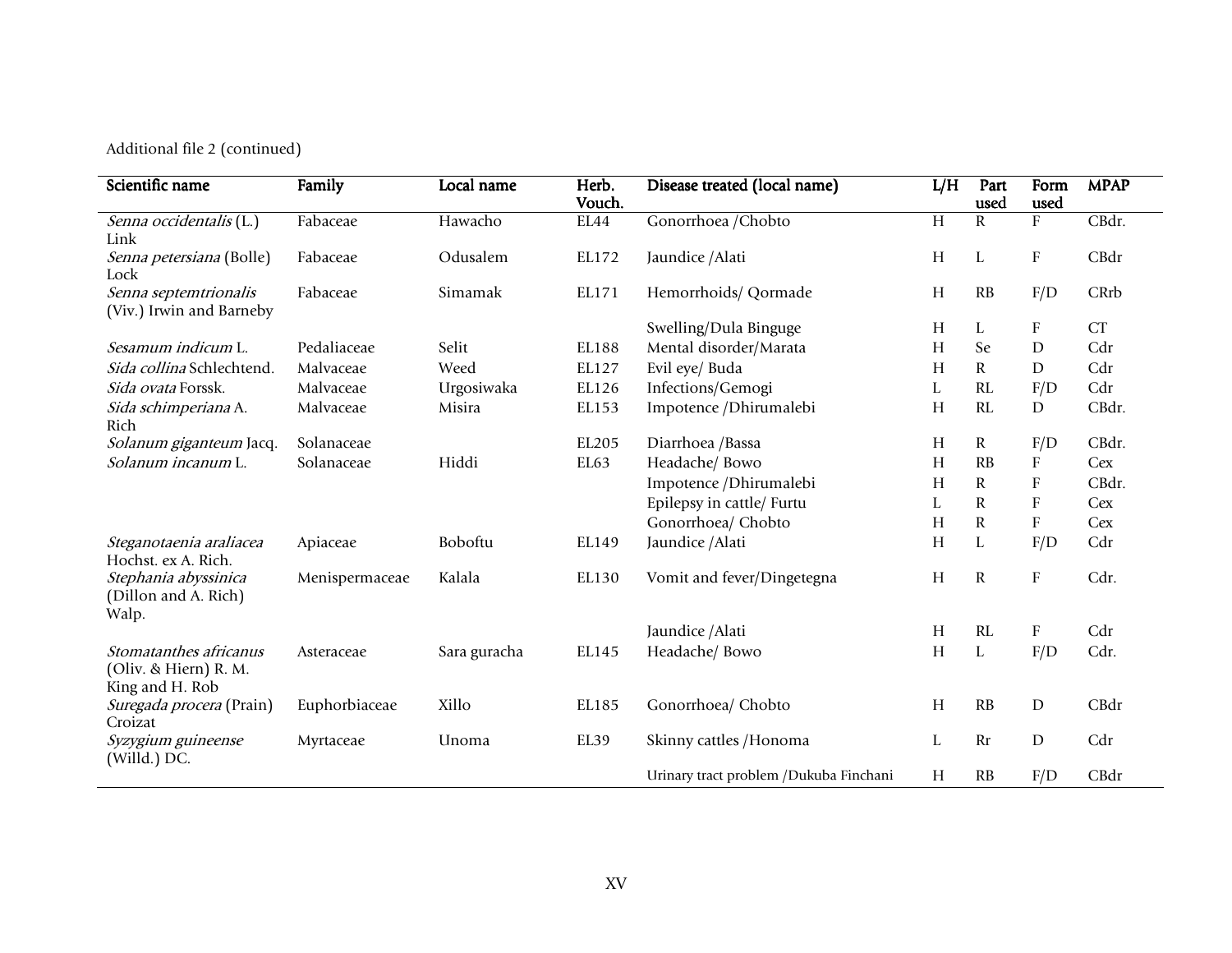Additional file 2 (continued)

| Scientific name | Family | Local name | Herb. Vouch. | Disease treated (local name) | L/H | Part used | Form used | MPAP |
|---|---|---|---|---|---|---|---|---|
| *Senna occidentalis* (L.) Link | Fabaceae | Hawacho | EL44 | Gonorrhoea /Chobto | H | R | F | CBdr. |
| *Senna petersiana* (Bolle) Lock | Fabaceae | Odusalem | EL172 | Jaundice /Alati | H | L | F | CBdr |
| *Senna septemtrionalis* (Viv.) Irwin and Barneby | Fabaceae | Simamak | EL171 | Hemorrhoids/ Qormade | H | RB | F/D | CRrb |
| | | | | Swelling/Dula Binguge | H | L | F | CT |
| *Sesamum indicum* L. | Pedaliaceae | Selit | EL188 | Mental disorder/Marata | H | Se | D | Cdr |
| *Sida collina* Schlechtend. | Malvaceae | Weed | EL127 | Evil eye/ Buda | H | R | D | Cdr |
| *Sida ovata* Forssk. | Malvaceae | Urgosiwaka | EL126 | Infections/Gemogi | L | RL | F/D | Cdr |
| *Sida schimperiana* A. Rich | Malvaceae | Misira | EL153 | Impotence /Dhirumalebi | H | RL | D | CBdr. |
| *Solanum giganteum* Jacq. | Solanaceae | | EL205 | Diarrhoea /Bassa | H | R | F/D | CBdr. |
| *Solanum incanum* L. | Solanaceae | Hiddi | EL63 | Headache/ Bowo | H | RB | F | Cex |
| | | | | Impotence /Dhirumalebi | H | R | F | CBdr. |
| | | | | Epilepsy in cattle/ Furtu | L | R | F | Cex |
| | | | | Gonorrhoea/ Chobto | H | R | F | Cex |
| *Steganotaenia araliacea* Hochst. ex A. Rich. | Apiaceae | Boboftu | EL149 | Jaundice /Alati | H | L | F/D | Cdr |
| *Stephania abyssinica* (Dillon and A. Rich) Walp. | Menispermaceae | Kalala | EL130 | Vomit and fever/Dingetegna | H | R | F | Cdr. |
| | | | | Jaundice /Alati | H | RL | F | Cdr |
| *Stomatanthes africanus* (Oliv. & Hiern) R. M. King and H. Rob | Asteraceae | Sara guracha | EL145 | Headache/ Bowo | H | L | F/D | Cdr. |
| *Suregada procera* (Prain) Croizat | Euphorbiaceae | Xillo | EL185 | Gonorrhoea/ Chobto | H | RB | D | CBdr |
| *Syzygium guineense* (Willd.) DC. | Myrtaceae | Unoma | EL39 | Skinny cattles /Honoma | L | Rr | D | Cdr |
| | | | | Urinary tract problem /Dukuba Finchani | H | RB | F/D | CBdr |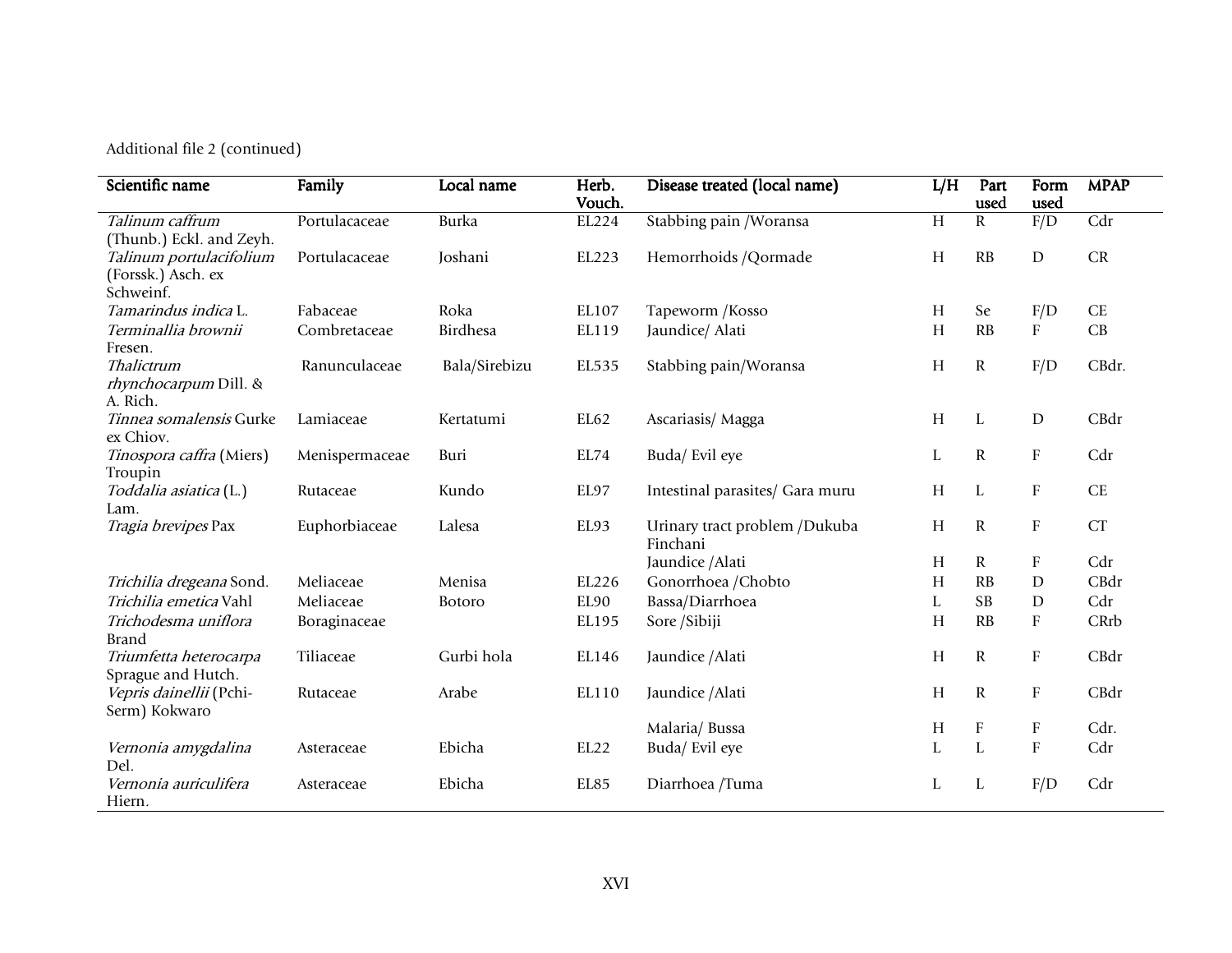Additional file 2 (continued)

| Scientific name | Family | Local name | Herb. Vouch. | Disease treated (local name) | L/H | Part used | Form used | MPAP |
|---|---|---|---|---|---|---|---|---|
| *Talinum caffrum* (Thunb.) Eckl. and Zeyh. | Portulacaceae | Burka | EL224 | Stabbing pain /Woransa | H | R | F/D | Cdr |
| *Talinum portulacifolium* (Forssk.) Asch. ex Schweinf. | Portulacaceae | Joshani | EL223 | Hemorrhoids /Qormade | H | RB | D | CR |
| *Tamarindus indica* L. | Fabaceae | Roka | EL107 | Tapeworm /Kosso | H | Se | F/D | CE |
| *Terminallia brownii* Fresen. | Combretaceae | Birdhesa | EL119 | Jaundice/ Alati | H | RB | F | CB |
| *Thalictrum rhynchocarpum* Dill. & A. Rich. | Ranunculaceae | Bala/Sirebizu | EL535 | Stabbing pain/Woransa | H | R | F/D | CBdr. |
| *Tinnea somalensis* Gurke ex Chiov. | Lamiaceae | Kertatumi | EL62 | Ascariasis/ Magga | H | L | D | CBdr |
| *Tinospora caffra* (Miers) Troupin | Menispermaceae | Buri | EL74 | Buda/ Evil eye | L | R | F | Cdr |
| *Toddalia asiatica* (L.) Lam. | Rutaceae | Kundo | EL97 | Intestinal parasites/ Gara muru | H | L | F | CE |
| *Tragia brevipes* Pax | Euphorbiaceae | Lalesa | EL93 | Urinary tract problem /Dukuba Finchani | H | R | F | CT |
| | | | | Jaundice /Alati | H | R | F | Cdr |
| *Trichilia dregeana* Sond. | Meliaceae | Menisa | EL226 | Gonorrhoea /Chobto | H | RB | D | CBdr |
| *Trichilia emetica* Vahl | Meliaceae | Botoro | EL90 | Bassa/Diarrhoea | L | SB | D | Cdr |
| *Trichodesma uniflora* Brand | Boraginaceae | | EL195 | Sore /Sibiji | H | RB | F | CRrb |
| *Triumfetta heterocarpa* Sprague and Hutch. | Tiliaceae | Gurbi hola | EL146 | Jaundice /Alati | H | R | F | CBdr |
| *Vepris dainellii* (Pchi-Serm) Kokwaro | Rutaceae | Arabe | EL110 | Jaundice /Alati | H | R | F | CBdr |
| | | | | Malaria/ Bussa | H | F | F | Cdr. |
| *Vernonia amygdalina* Del. | Asteraceae | Ebicha | EL22 | Buda/ Evil eye | L | L | F | Cdr |
| *Vernonia auriculifera* Hiern. | Asteraceae | Ebicha | EL85 | Diarrhoea /Tuma | L | L | F/D | Cdr |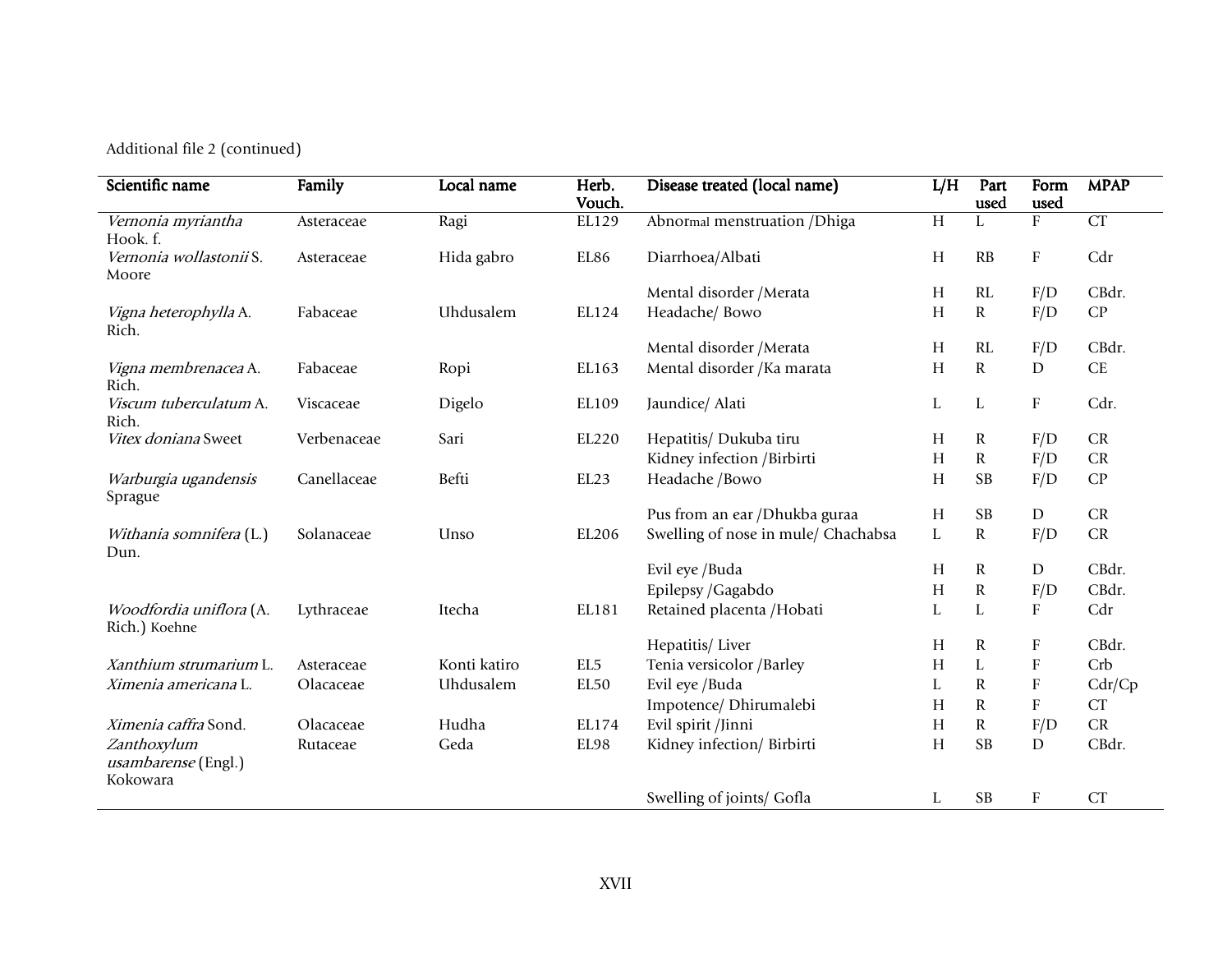Additional file 2 (continued)

| Scientific name | Family | Local name | Herb. Vouch. | Disease treated (local name) | L/H | Part used | Form used | MPAP |
|---|---|---|---|---|---|---|---|---|
| *Vernonia myriantha* Hook. f. | Asteraceae | Ragi | EL129 | Abnormal menstruation /Dhiga | H | L | F | CT |
| *Vernonia wollastonii* S. Moore | Asteraceae | Hida gabro | EL86 | Diarrhoea/Albati | H | RB | F | Cdr |
| | | | | Mental disorder /Merata | H | RL | F/D | CBdr. |
| *Vigna heterophylla* A. Rich. | Fabaceae | Uhdusalem | EL124 | Headache/ Bowo | H | R | F/D | CP |
| | | | | Mental disorder /Merata | H | RL | F/D | CBdr. |
| *Vigna membrenacea* A. Rich. | Fabaceae | Ropi | EL163 | Mental disorder /Ka marata | H | R | D | CE |
| *Viscum tuberculatum* A. Rich. | Viscaceae | Digelo | EL109 | Jaundice/ Alati | L | L | F | Cdr. |
| *Vitex doniana* Sweet | Verbenaceae | Sari | EL220 | Hepatitis/ Dukuba tiru | H | R | F/D | CR |
| | | | | Kidney infection /Birbirti | H | R | F/D | CR |
| *Warburgia ugandensis* Sprague | Canellaceae | Befti | EL23 | Headache /Bowo | H | SB | F/D | CP |
| | | | | Pus from an ear /Dhukba guraa | H | SB | D | CR |
| *Withania somnifera* (L.) Dun. | Solanaceae | Unso | EL206 | Swelling of nose in mule/ Chachabsa | L | R | F/D | CR |
| | | | | Evil eye /Buda | H | R | D | CBdr. |
| | | | | Epilepsy /Gagabdo | H | R | F/D | CBdr. |
| *Woodfordia uniflora* (A. Rich.) Koehne | Lythraceae | Itecha | EL181 | Retained placenta /Hobati | L | L | F | Cdr |
| | | | | Hepatitis/ Liver | H | R | F | CBdr. |
| *Xanthium strumarium* L. | Asteraceae | Konti katiro | EL5 | Tenia versicolor /Barley | H | L | F | Crb |
| *Ximenia americana* L. | Olacaceae | Uhdusalem | EL50 | Evil eye /Buda | L | R | F | Cdr/Cp |
| | | | | Impotence/ Dhirumalebi | H | R | F | CT |
| *Ximenia caffra* Sond. | Olacaceae | Hudha | EL174 | Evil spirit /Jinni | H | R | F/D | CR |
| *Zanthoxylum usambarense* (Engl.) Kokowara | Rutaceae | Geda | EL98 | Kidney infection/ Birbirti | H | SB | D | CBdr. |
| | | | | Swelling of joints/ Gofla | L | SB | F | CT |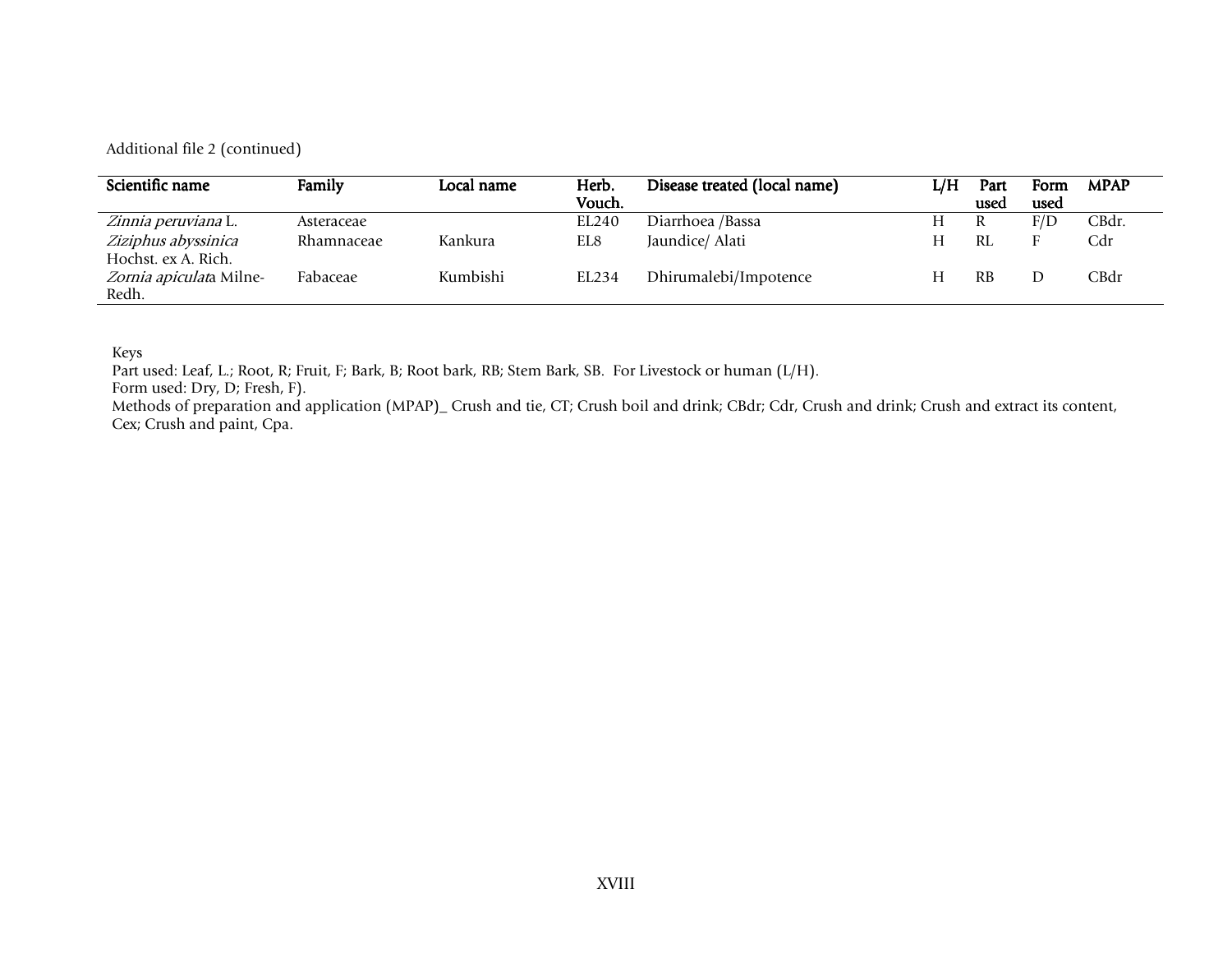Additional file 2 (continued)

| Scientific name | Family | Local name | Herb. Vouch. | Disease treated (local name) | L/H | Part used | Form used | MPAP |
|---|---|---|---|---|---|---|---|---|
| *Zinnia peruviana* L. | Asteraceae | | EL240 | Diarrhoea /Bassa | H | R | F/D | CBdr. |
| *Ziziphus abyssinica* Hochst. ex A. Rich. | Rhamnaceae | Kankura | EL8 | Jaundice/ Alati | H | RL | F | Cdr |
| *Zornia apiculata* Milne-Redh. | Fabaceae | Kumbishi | EL234 | Dhirumalebi/Impotence | H | RB | D | CBdr |

Keys

Part used: Leaf, L.; Root, R; Fruit, F; Bark, B; Root bark, RB; Stem Bark, SB. For Livestock or human (L/H).

Form used: Dry, D; Fresh, F).

Methods of preparation and application (MPAP)_ Crush and tie, CT; Crush boil and drink; CBdr; Cdr, Crush and drink; Crush and extract its content, Cex; Crush and paint, Cpa.